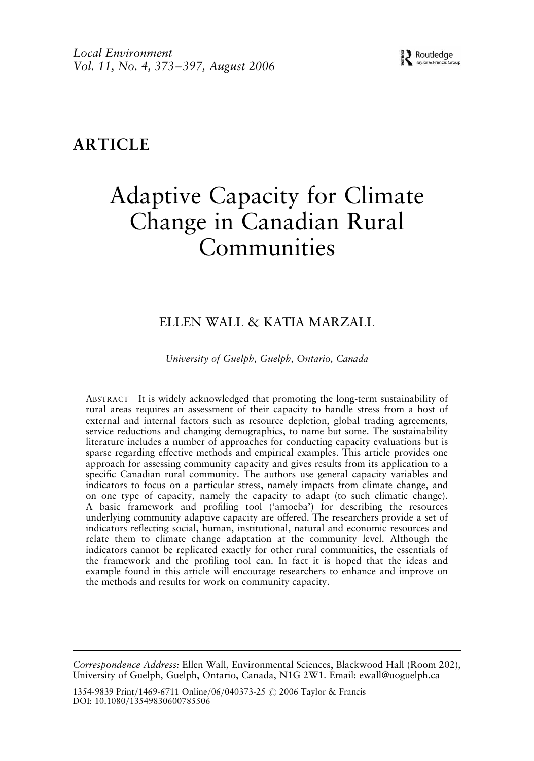# ARTICLE

# Adaptive Capacity for Climate Change in Canadian Rural Communities

ELLEN WALL & KATIA MARZALL

*University of Guelph, Guelph, Ontario, Canada*

ABSTRACT It is widely acknowledged that promoting the long-term sustainability of rural areas requires an assessment of their capacity to handle stress from a host of external and internal factors such as resource depletion, global trading agreements, service reductions and changing demographics, to name but some. The sustainability literature includes a number of approaches for conducting capacity evaluations but is sparse regarding effective methods and empirical examples. This article provides one approach for assessing community capacity and gives results from its application to a specific Canadian rural community. The authors use general capacity variables and indicators to focus on a particular stress, namely impacts from climate change, and on one type of capacity, namely the capacity to adapt (to such climatic change). A basic framework and profiling tool ('amoeba') for describing the resources underlying community adaptive capacity are offered. The researchers provide a set of indicators reflecting social, human, institutional, natural and economic resources and relate them to climate change adaptation at the community level. Although the indicators cannot be replicated exactly for other rural communities, the essentials of the framework and the profiling tool can. In fact it is hoped that the ideas and example found in this article will encourage researchers to enhance and improve on the methods and results for work on community capacity.

---

*Correspondence Address:* Ellen Wall, Environmental Sciences, Blackwood Hall (Room 202), University of Guelph, Guelph, Ontario, Canada, N1G 2W1. Email: ewall@uoguelph.ca

1354-9839 Print/1469-6711 Online/06/040373-25 © 2006 Taylor & Francis
DOI: 10.1080/13549830600785506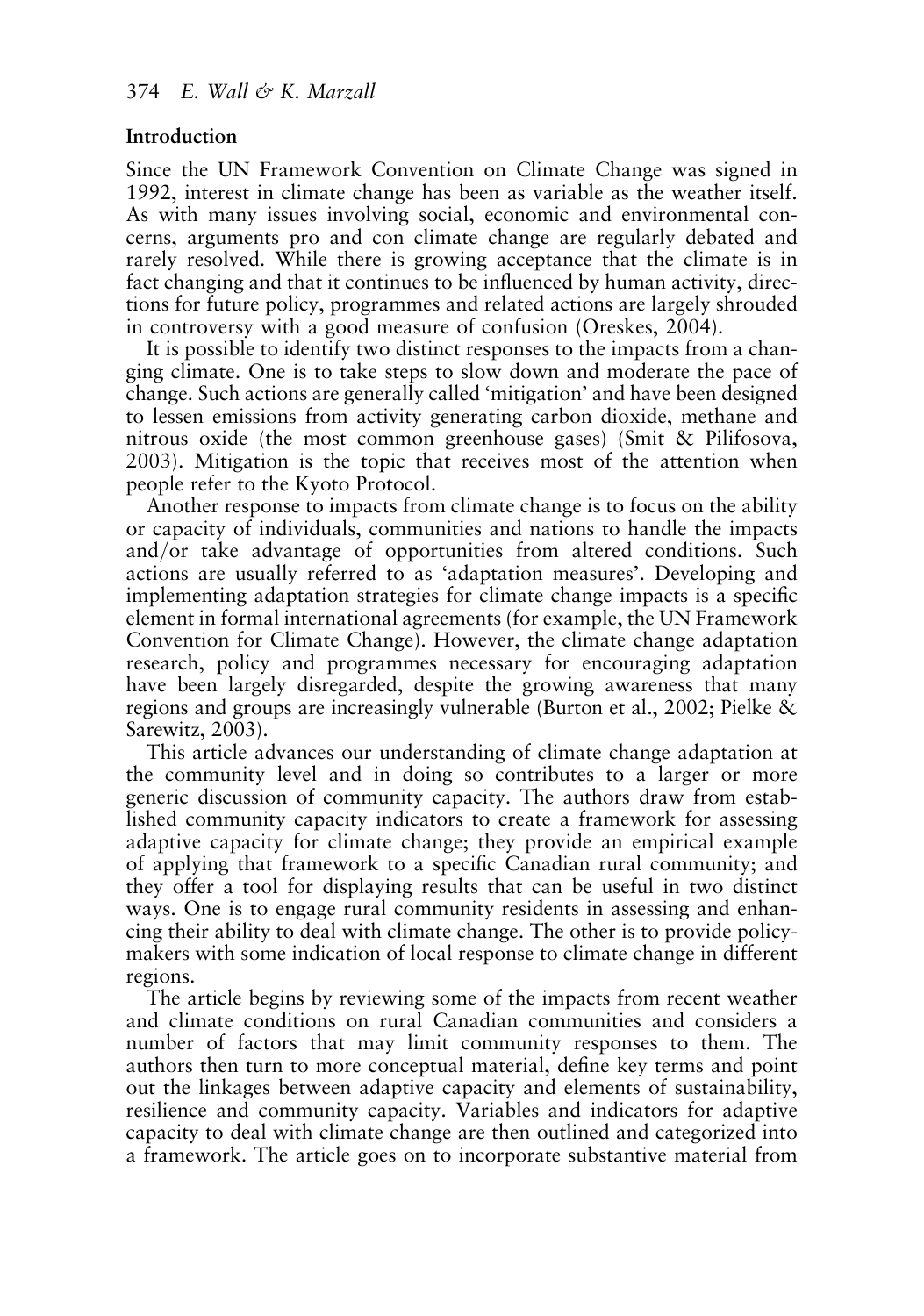## Introduction

Since the UN Framework Convention on Climate Change was signed in 1992, interest in climate change has been as variable as the weather itself. As with many issues involving social, economic and environmental concerns, arguments pro and con climate change are regularly debated and rarely resolved. While there is growing acceptance that the climate is in fact changing and that it continues to be influenced by human activity, directions for future policy, programmes and related actions are largely shrouded in controversy with a good measure of confusion (Oreskes, 2004).

It is possible to identify two distinct responses to the impacts from a changing climate. One is to take steps to slow down and moderate the pace of change. Such actions are generally called 'mitigation' and have been designed to lessen emissions from activity generating carbon dioxide, methane and nitrous oxide (the most common greenhouse gases) (Smit & Pilifosova, 2003). Mitigation is the topic that receives most of the attention when people refer to the Kyoto Protocol.

Another response to impacts from climate change is to focus on the ability or capacity of individuals, communities and nations to handle the impacts and/or take advantage of opportunities from altered conditions. Such actions are usually referred to as 'adaptation measures'. Developing and implementing adaptation strategies for climate change impacts is a specific element in formal international agreements (for example, the UN Framework Convention for Climate Change). However, the climate change adaptation research, policy and programmes necessary for encouraging adaptation have been largely disregarded, despite the growing awareness that many regions and groups are increasingly vulnerable (Burton et al., 2002; Pielke & Sarewitz, 2003).

This article advances our understanding of climate change adaptation at the community level and in doing so contributes to a larger or more generic discussion of community capacity. The authors draw from established community capacity indicators to create a framework for assessing adaptive capacity for climate change; they provide an empirical example of applying that framework to a specific Canadian rural community; and they offer a tool for displaying results that can be useful in two distinct ways. One is to engage rural community residents in assessing and enhancing their ability to deal with climate change. The other is to provide policy-makers with some indication of local response to climate change in different regions.

The article begins by reviewing some of the impacts from recent weather and climate conditions on rural Canadian communities and considers a number of factors that may limit community responses to them. The authors then turn to more conceptual material, define key terms and point out the linkages between adaptive capacity and elements of sustainability, resilience and community capacity. Variables and indicators for adaptive capacity to deal with climate change are then outlined and categorized into a framework. The article goes on to incorporate substantive material from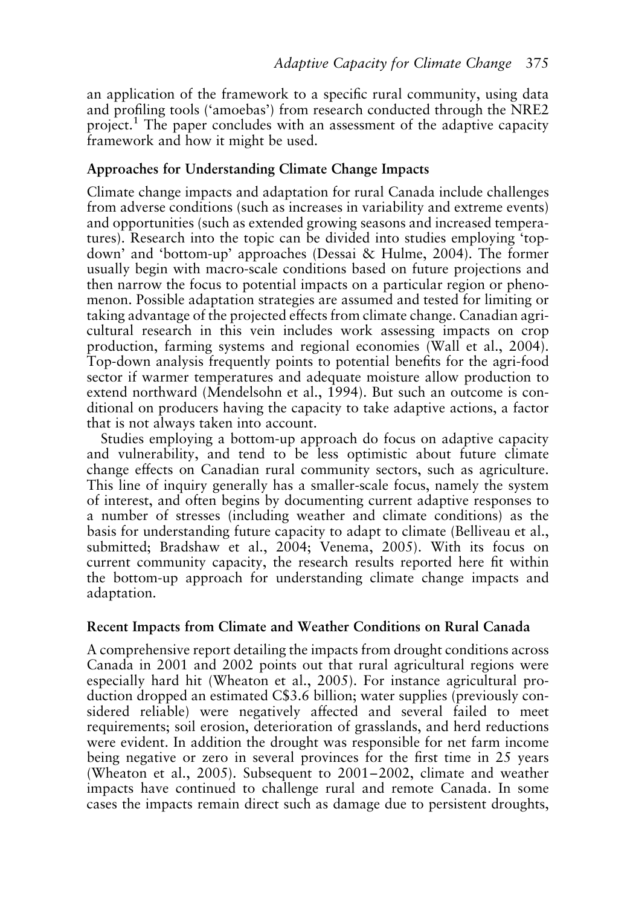an application of the framework to a specific rural community, using data and profiling tools ('amoebas') from research conducted through the NRE2 project.[1] The paper concludes with an assessment of the adaptive capacity framework and how it might be used.

## Approaches for Understanding Climate Change Impacts

Climate change impacts and adaptation for rural Canada include challenges from adverse conditions (such as increases in variability and extreme events) and opportunities (such as extended growing seasons and increased temperatures). Research into the topic can be divided into studies employing 'top-down' and 'bottom-up' approaches (Dessai & Hulme, 2004). The former usually begin with macro-scale conditions based on future projections and then narrow the focus to potential impacts on a particular region or phenomenon. Possible adaptation strategies are assumed and tested for limiting or taking advantage of the projected effects from climate change. Canadian agricultural research in this vein includes work assessing impacts on crop production, farming systems and regional economies (Wall et al., 2004). Top-down analysis frequently points to potential benefits for the agri-food sector if warmer temperatures and adequate moisture allow production to extend northward (Mendelsohn et al., 1994). But such an outcome is conditional on producers having the capacity to take adaptive actions, a factor that is not always taken into account.

Studies employing a bottom-up approach do focus on adaptive capacity and vulnerability, and tend to be less optimistic about future climate change effects on Canadian rural community sectors, such as agriculture. This line of inquiry generally has a smaller-scale focus, namely the system of interest, and often begins by documenting current adaptive responses to a number of stresses (including weather and climate conditions) as the basis for understanding future capacity to adapt to climate (Belliveau et al., submitted; Bradshaw et al., 2004; Venema, 2005). With its focus on current community capacity, the research results reported here fit within the bottom-up approach for understanding climate change impacts and adaptation.

## Recent Impacts from Climate and Weather Conditions on Rural Canada

A comprehensive report detailing the impacts from drought conditions across Canada in 2001 and 2002 points out that rural agricultural regions were especially hard hit (Wheaton et al., 2005). For instance agricultural production dropped an estimated C$3.6 billion; water supplies (previously considered reliable) were negatively affected and several failed to meet requirements; soil erosion, deterioration of grasslands, and herd reductions were evident. In addition the drought was responsible for net farm income being negative or zero in several provinces for the first time in 25 years (Wheaton et al., 2005). Subsequent to 2001–2002, climate and weather impacts have continued to challenge rural and remote Canada. In some cases the impacts remain direct such as damage due to persistent droughts,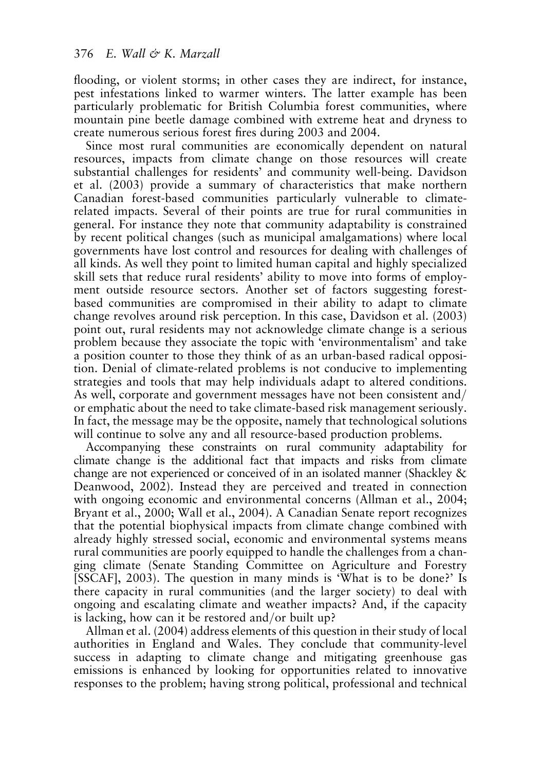flooding, or violent storms; in other cases they are indirect, for instance, pest infestations linked to warmer winters. The latter example has been particularly problematic for British Columbia forest communities, where mountain pine beetle damage combined with extreme heat and dryness to create numerous serious forest fires during 2003 and 2004.

Since most rural communities are economically dependent on natural resources, impacts from climate change on those resources will create substantial challenges for residents' and community well-being. Davidson et al. (2003) provide a summary of characteristics that make northern Canadian forest-based communities particularly vulnerable to climate-related impacts. Several of their points are true for rural communities in general. For instance they note that community adaptability is constrained by recent political changes (such as municipal amalgamations) where local governments have lost control and resources for dealing with challenges of all kinds. As well they point to limited human capital and highly specialized skill sets that reduce rural residents' ability to move into forms of employment outside resource sectors. Another set of factors suggesting forest-based communities are compromised in their ability to adapt to climate change revolves around risk perception. In this case, Davidson et al. (2003) point out, rural residents may not acknowledge climate change is a serious problem because they associate the topic with 'environmentalism' and take a position counter to those they think of as an urban-based radical opposition. Denial of climate-related problems is not conducive to implementing strategies and tools that may help individuals adapt to altered conditions. As well, corporate and government messages have not been consistent and/or emphatic about the need to take climate-based risk management seriously. In fact, the message may be the opposite, namely that technological solutions will continue to solve any and all resource-based production problems.

Accompanying these constraints on rural community adaptability for climate change is the additional fact that impacts and risks from climate change are not experienced or conceived of in an isolated manner (Shackley & Deanwood, 2002). Instead they are perceived and treated in connection with ongoing economic and environmental concerns (Allman et al., 2004; Bryant et al., 2000; Wall et al., 2004). A Canadian Senate report recognizes that the potential biophysical impacts from climate change combined with already highly stressed social, economic and environmental systems means rural communities are poorly equipped to handle the challenges from a changing climate (Senate Standing Committee on Agriculture and Forestry [SSCAF], 2003). The question in many minds is 'What is to be done?' Is there capacity in rural communities (and the larger society) to deal with ongoing and escalating climate and weather impacts? And, if the capacity is lacking, how can it be restored and/or built up?

Allman et al. (2004) address elements of this question in their study of local authorities in England and Wales. They conclude that community-level success in adapting to climate change and mitigating greenhouse gas emissions is enhanced by looking for opportunities related to innovative responses to the problem; having strong political, professional and technical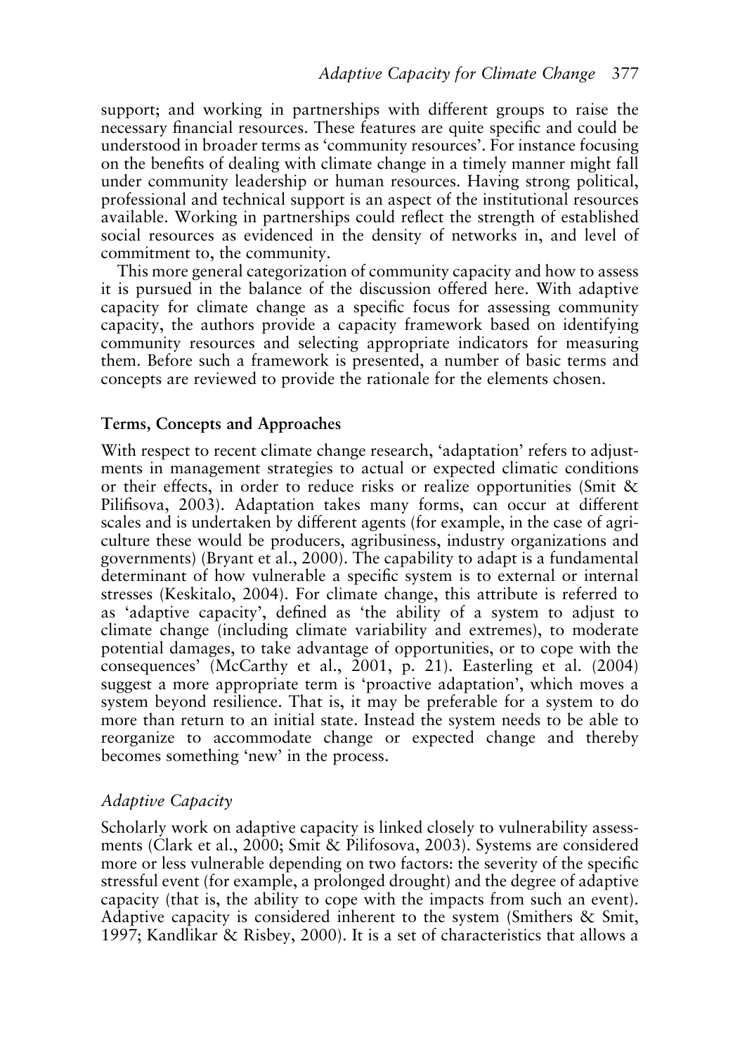support; and working in partnerships with different groups to raise the necessary financial resources. These features are quite specific and could be understood in broader terms as 'community resources'. For instance focusing on the benefits of dealing with climate change in a timely manner might fall under community leadership or human resources. Having strong political, professional and technical support is an aspect of the institutional resources available. Working in partnerships could reflect the strength of established social resources as evidenced in the density of networks in, and level of commitment to, the community.

This more general categorization of community capacity and how to assess it is pursued in the balance of the discussion offered here. With adaptive capacity for climate change as a specific focus for assessing community capacity, the authors provide a capacity framework based on identifying community resources and selecting appropriate indicators for measuring them. Before such a framework is presented, a number of basic terms and concepts are reviewed to provide the rationale for the elements chosen.

## Terms, Concepts and Approaches

With respect to recent climate change research, 'adaptation' refers to adjustments in management strategies to actual or expected climatic conditions or their effects, in order to reduce risks or realize opportunities (Smit & Pilifisova, 2003). Adaptation takes many forms, can occur at different scales and is undertaken by different agents (for example, in the case of agriculture these would be producers, agribusiness, industry organizations and governments) (Bryant et al., 2000). The capability to adapt is a fundamental determinant of how vulnerable a specific system is to external or internal stresses (Keskitalo, 2004). For climate change, this attribute is referred to as 'adaptive capacity', defined as 'the ability of a system to adjust to climate change (including climate variability and extremes), to moderate potential damages, to take advantage of opportunities, or to cope with the consequences' (McCarthy et al., 2001, p. 21). Easterling et al. (2004) suggest a more appropriate term is 'proactive adaptation', which moves a system beyond resilience. That is, it may be preferable for a system to do more than return to an initial state. Instead the system needs to be able to reorganize to accommodate change or expected change and thereby becomes something 'new' in the process.

### *Adaptive Capacity*

Scholarly work on adaptive capacity is linked closely to vulnerability assessments (Clark et al., 2000; Smit & Pilifosova, 2003). Systems are considered more or less vulnerable depending on two factors: the severity of the specific stressful event (for example, a prolonged drought) and the degree of adaptive capacity (that is, the ability to cope with the impacts from such an event). Adaptive capacity is considered inherent to the system (Smithers & Smit, 1997; Kandlikar & Risbey, 2000). It is a set of characteristics that allows a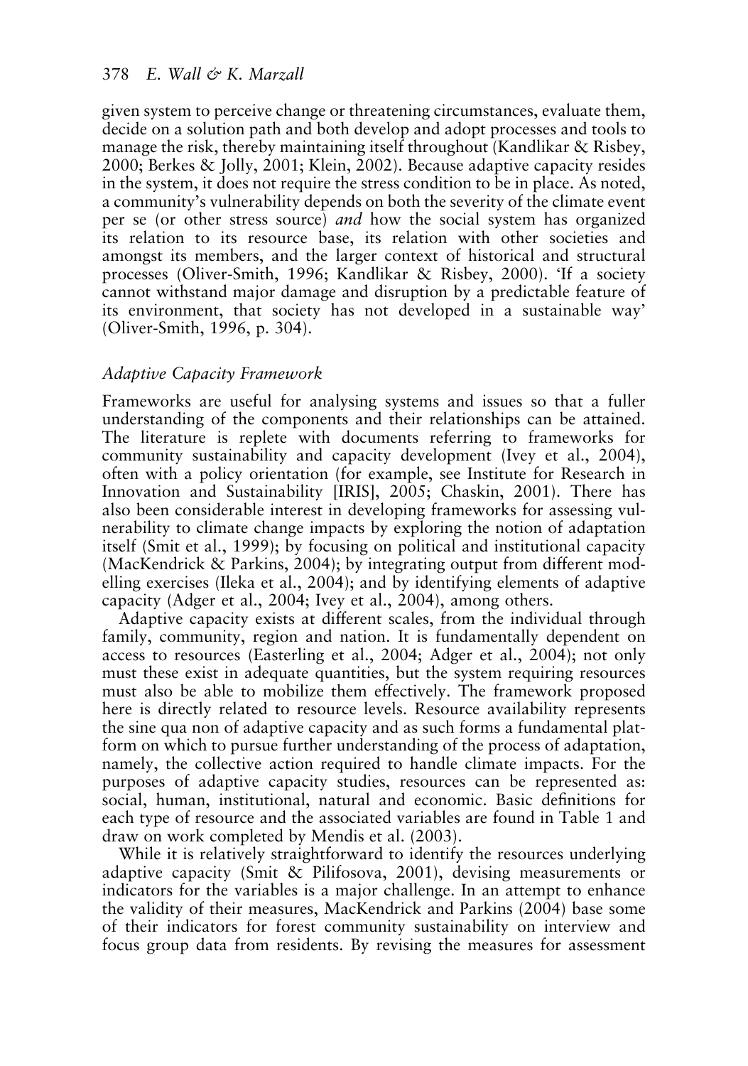given system to perceive change or threatening circumstances, evaluate them, decide on a solution path and both develop and adopt processes and tools to manage the risk, thereby maintaining itself throughout (Kandlikar & Risbey, 2000; Berkes & Jolly, 2001; Klein, 2002). Because adaptive capacity resides in the system, it does not require the stress condition to be in place. As noted, a community's vulnerability depends on both the severity of the climate event per se (or other stress source) *and* how the social system has organized its relation to its resource base, its relation with other societies and amongst its members, and the larger context of historical and structural processes (Oliver-Smith, 1996; Kandlikar & Risbey, 2000). 'If a society cannot withstand major damage and disruption by a predictable feature of its environment, that society has not developed in a sustainable way' (Oliver-Smith, 1996, p. 304).

### *Adaptive Capacity Framework*

Frameworks are useful for analysing systems and issues so that a fuller understanding of the components and their relationships can be attained. The literature is replete with documents referring to frameworks for community sustainability and capacity development (Ivey et al., 2004), often with a policy orientation (for example, see Institute for Research in Innovation and Sustainability [IRIS], 2005; Chaskin, 2001). There has also been considerable interest in developing frameworks for assessing vulnerability to climate change impacts by exploring the notion of adaptation itself (Smit et al., 1999); by focusing on political and institutional capacity (MacKendrick & Parkins, 2004); by integrating output from different modelling exercises (Ileka et al., 2004); and by identifying elements of adaptive capacity (Adger et al., 2004; Ivey et al., 2004), among others.

Adaptive capacity exists at different scales, from the individual through family, community, region and nation. It is fundamentally dependent on access to resources (Easterling et al., 2004; Adger et al., 2004); not only must these exist in adequate quantities, but the system requiring resources must also be able to mobilize them effectively. The framework proposed here is directly related to resource levels. Resource availability represents the sine qua non of adaptive capacity and as such forms a fundamental platform on which to pursue further understanding of the process of adaptation, namely, the collective action required to handle climate impacts. For the purposes of adaptive capacity studies, resources can be represented as: social, human, institutional, natural and economic. Basic definitions for each type of resource and the associated variables are found in Table 1 and draw on work completed by Mendis et al. (2003).

While it is relatively straightforward to identify the resources underlying adaptive capacity (Smit & Pilifosova, 2001), devising measurements or indicators for the variables is a major challenge. In an attempt to enhance the validity of their measures, MacKendrick and Parkins (2004) base some of their indicators for forest community sustainability on interview and focus group data from residents. By revising the measures for assessment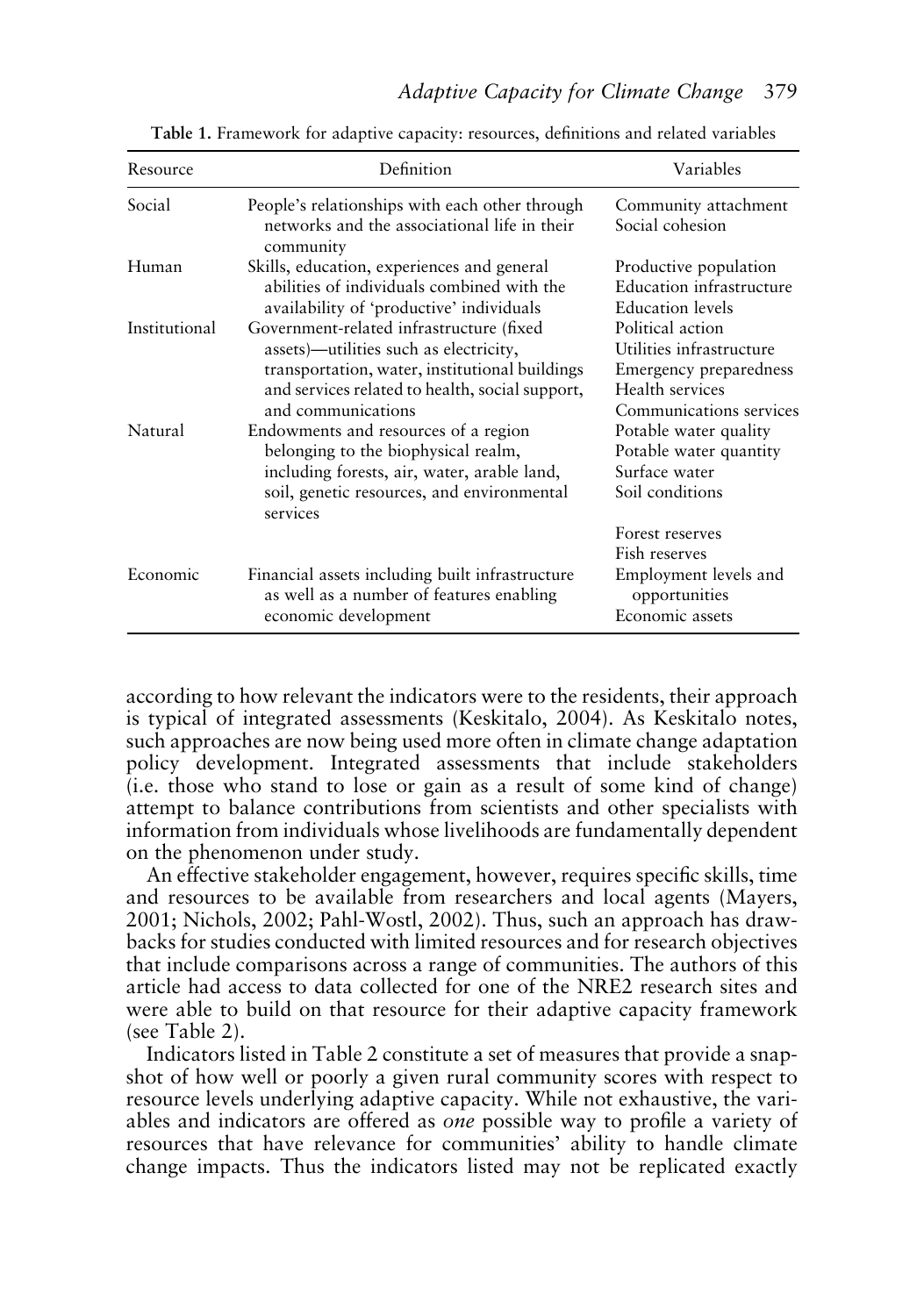**Table 1.** Framework for adaptive capacity: resources, definitions and related variables

| Resource | Definition | Variables |
|---|---|---|
| Social | People's relationships with each other through networks and the associational life in their community | Community attachment<br>Social cohesion |
| Human | Skills, education, experiences and general abilities of individuals combined with the availability of 'productive' individuals | Productive population<br>Education infrastructure<br>Education levels |
| Institutional | Government-related infrastructure (fixed assets)—utilities such as electricity, transportation, water, institutional buildings and services related to health, social support, and communications | Political action<br>Utilities infrastructure<br>Emergency preparedness<br>Health services<br>Communications services |
| Natural | Endowments and resources of a region belonging to the biophysical realm, including forests, air, water, arable land, soil, genetic resources, and environmental services | Potable water quality<br>Potable water quantity<br>Surface water<br>Soil conditions<br>Forest reserves<br>Fish reserves |
| Economic | Financial assets including built infrastructure as well as a number of features enabling economic development | Employment levels and opportunities<br>Economic assets |

according to how relevant the indicators were to the residents, their approach is typical of integrated assessments (Keskitalo, 2004). As Keskitalo notes, such approaches are now being used more often in climate change adaptation policy development. Integrated assessments that include stakeholders (i.e. those who stand to lose or gain as a result of some kind of change) attempt to balance contributions from scientists and other specialists with information from individuals whose livelihoods are fundamentally dependent on the phenomenon under study.

An effective stakeholder engagement, however, requires specific skills, time and resources to be available from researchers and local agents (Mayers, 2001; Nichols, 2002; Pahl-Wostl, 2002). Thus, such an approach has drawbacks for studies conducted with limited resources and for research objectives that include comparisons across a range of communities. The authors of this article had access to data collected for one of the NRE2 research sites and were able to build on that resource for their adaptive capacity framework (see Table 2).

Indicators listed in Table 2 constitute a set of measures that provide a snapshot of how well or poorly a given rural community scores with respect to resource levels underlying adaptive capacity. While not exhaustive, the variables and indicators are offered as *one* possible way to profile a variety of resources that have relevance for communities' ability to handle climate change impacts. Thus the indicators listed may not be replicated exactly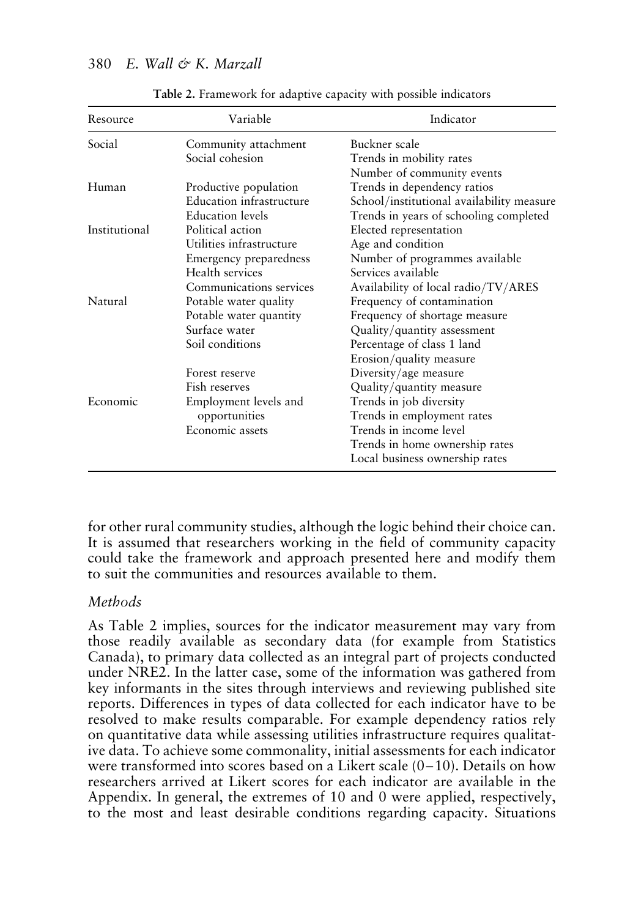Table 2. Framework for adaptive capacity with possible indicators

| Resource | Variable | Indicator |
|---|---|---|
| Social | Community attachment | Buckner scale |
| | Social cohesion | Trends in mobility rates |
| | | Number of community events |
| Human | Productive population | Trends in dependency ratios |
| | Education infrastructure | School/institutional availability measure |
| | Education levels | Trends in years of schooling completed |
| Institutional | Political action | Elected representation |
| | Utilities infrastructure | Age and condition |
| | Emergency preparedness | Number of programmes available |
| | Health services | Services available |
| | Communications services | Availability of local radio/TV/ARES |
| Natural | Potable water quality | Frequency of contamination |
| | Potable water quantity | Frequency of shortage measure |
| | Surface water | Quality/quantity assessment |
| | Soil conditions | Percentage of class 1 land |
| | | Erosion/quality measure |
| | Forest reserve | Diversity/age measure |
| | Fish reserves | Quality/quantity measure |
| Economic | Employment levels and opportunities | Trends in job diversity |
| | | Trends in employment rates |
| | Economic assets | Trends in income level |
| | | Trends in home ownership rates |
| | | Local business ownership rates |

for other rural community studies, although the logic behind their choice can. It is assumed that researchers working in the field of community capacity could take the framework and approach presented here and modify them to suit the communities and resources available to them.

*Methods*

As Table 2 implies, sources for the indicator measurement may vary from those readily available as secondary data (for example from Statistics Canada), to primary data collected as an integral part of projects conducted under NRE2. In the latter case, some of the information was gathered from key informants in the sites through interviews and reviewing published site reports. Differences in types of data collected for each indicator have to be resolved to make results comparable. For example dependency ratios rely on quantitative data while assessing utilities infrastructure requires qualitative data. To achieve some commonality, initial assessments for each indicator were transformed into scores based on a Likert scale (0–10). Details on how researchers arrived at Likert scores for each indicator are available in the Appendix. In general, the extremes of 10 and 0 were applied, respectively, to the most and least desirable conditions regarding capacity. Situations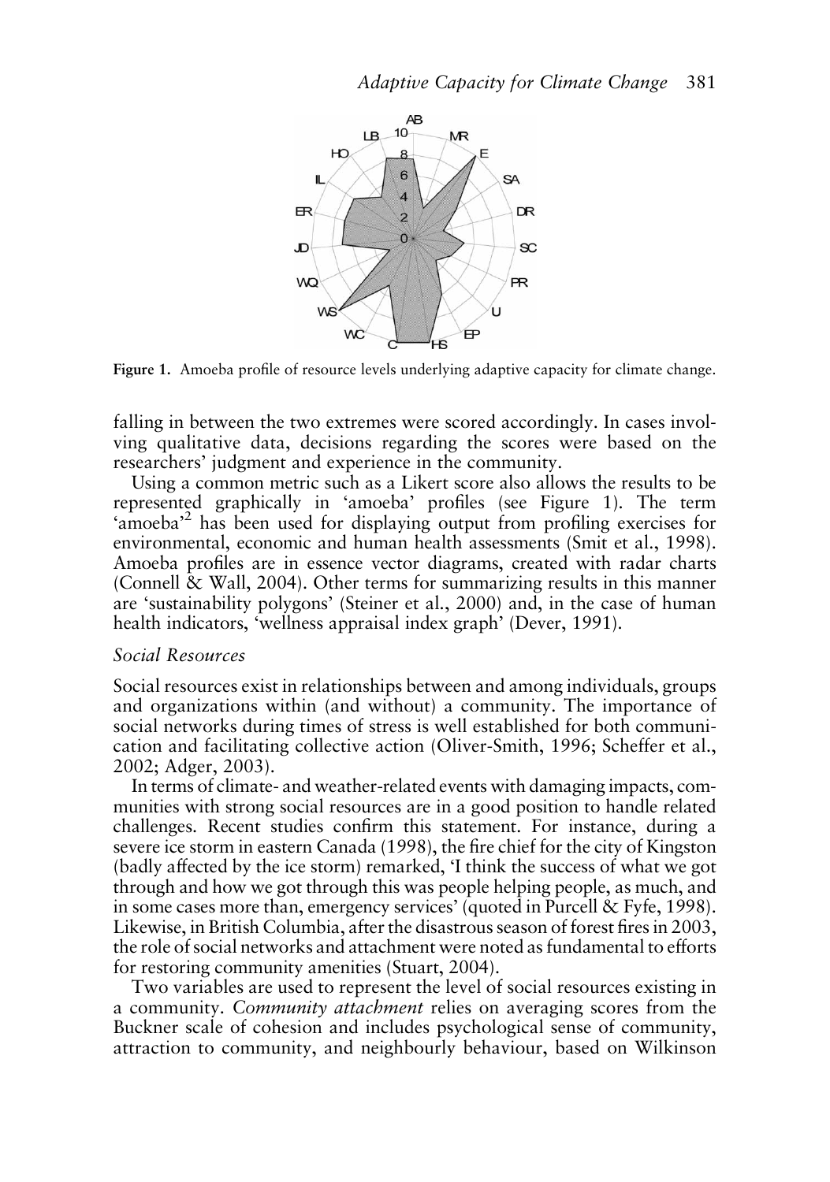Figure 1. Amoeba profile of resource levels underlying adaptive capacity for climate change.

falling in between the two extremes were scored accordingly. In cases involving qualitative data, decisions regarding the scores were based on the researchers' judgment and experience in the community.

Using a common metric such as a Likert score also allows the results to be represented graphically in 'amoeba' profiles (see Figure 1). The term 'amoeba'[2] has been used for displaying output from profiling exercises for environmental, economic and human health assessments (Smit et al., 1998). Amoeba profiles are in essence vector diagrams, created with radar charts (Connell & Wall, 2004). Other terms for summarizing results in this manner are 'sustainability polygons' (Steiner et al., 2000) and, in the case of human health indicators, 'wellness appraisal index graph' (Dever, 1991).

### *Social Resources*

Social resources exist in relationships between and among individuals, groups and organizations within (and without) a community. The importance of social networks during times of stress is well established for both communication and facilitating collective action (Oliver-Smith, 1996; Scheffer et al., 2002; Adger, 2003).

In terms of climate- and weather-related events with damaging impacts, communities with strong social resources are in a good position to handle related challenges. Recent studies confirm this statement. For instance, during a severe ice storm in eastern Canada (1998), the fire chief for the city of Kingston (badly affected by the ice storm) remarked, 'I think the success of what we got through and how we got through this was people helping people, as much, and in some cases more than, emergency services' (quoted in Purcell & Fyfe, 1998). Likewise, in British Columbia, after the disastrous season of forest fires in 2003, the role of social networks and attachment were noted as fundamental to efforts for restoring community amenities (Stuart, 2004).

Two variables are used to represent the level of social resources existing in a community. *Community attachment* relies on averaging scores from the Buckner scale of cohesion and includes psychological sense of community, attraction to community, and neighbourly behaviour, based on Wilkinson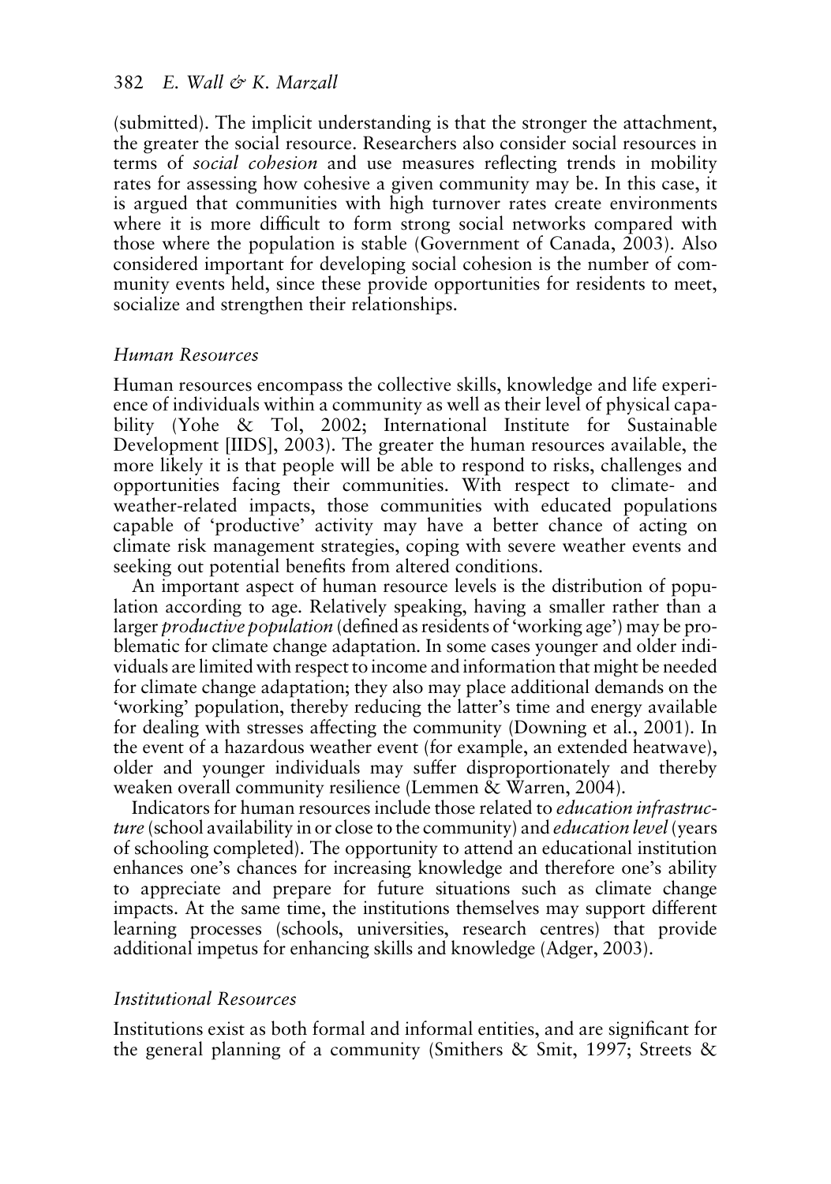(submitted). The implicit understanding is that the stronger the attachment, the greater the social resource. Researchers also consider social resources in terms of *social cohesion* and use measures reflecting trends in mobility rates for assessing how cohesive a given community may be. In this case, it is argued that communities with high turnover rates create environments where it is more difficult to form strong social networks compared with those where the population is stable (Government of Canada, 2003). Also considered important for developing social cohesion is the number of community events held, since these provide opportunities for residents to meet, socialize and strengthen their relationships.

### *Human Resources*

Human resources encompass the collective skills, knowledge and life experience of individuals within a community as well as their level of physical capability (Yohe & Tol, 2002; International Institute for Sustainable Development [IIDS], 2003). The greater the human resources available, the more likely it is that people will be able to respond to risks, challenges and opportunities facing their communities. With respect to climate- and weather-related impacts, those communities with educated populations capable of 'productive' activity may have a better chance of acting on climate risk management strategies, coping with severe weather events and seeking out potential benefits from altered conditions.

An important aspect of human resource levels is the distribution of population according to age. Relatively speaking, having a smaller rather than a larger *productive population* (defined as residents of 'working age') may be problematic for climate change adaptation. In some cases younger and older individuals are limited with respect to income and information that might be needed for climate change adaptation; they also may place additional demands on the 'working' population, thereby reducing the latter's time and energy available for dealing with stresses affecting the community (Downing et al., 2001). In the event of a hazardous weather event (for example, an extended heatwave), older and younger individuals may suffer disproportionately and thereby weaken overall community resilience (Lemmen & Warren, 2004).

Indicators for human resources include those related to *education infrastructure* (school availability in or close to the community) and *education level* (years of schooling completed). The opportunity to attend an educational institution enhances one's chances for increasing knowledge and therefore one's ability to appreciate and prepare for future situations such as climate change impacts. At the same time, the institutions themselves may support different learning processes (schools, universities, research centres) that provide additional impetus for enhancing skills and knowledge (Adger, 2003).

### *Institutional Resources*

Institutions exist as both formal and informal entities, and are significant for the general planning of a community (Smithers & Smit, 1997; Streets &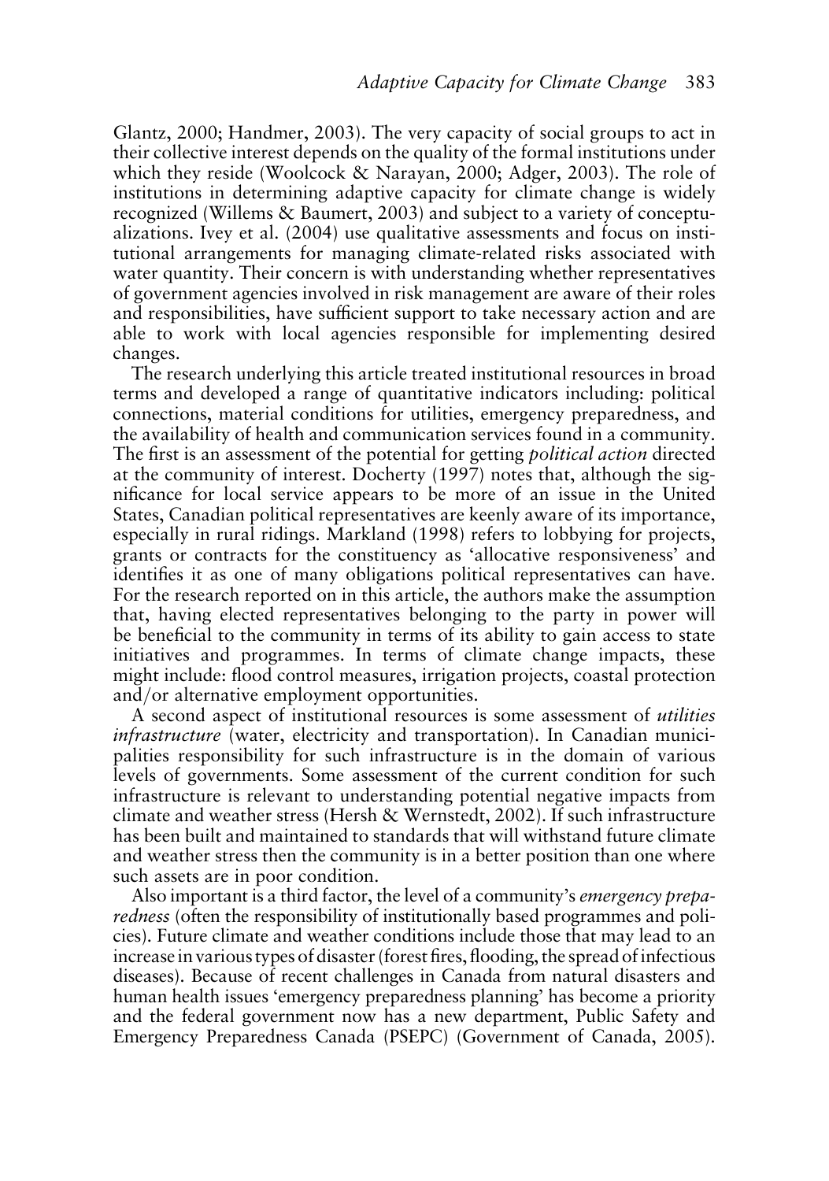Glantz, 2000; Handmer, 2003). The very capacity of social groups to act in their collective interest depends on the quality of the formal institutions under which they reside (Woolcock & Narayan, 2000; Adger, 2003). The role of institutions in determining adaptive capacity for climate change is widely recognized (Willems & Baumert, 2003) and subject to a variety of conceptualizations. Ivey et al. (2004) use qualitative assessments and focus on institutional arrangements for managing climate-related risks associated with water quantity. Their concern is with understanding whether representatives of government agencies involved in risk management are aware of their roles and responsibilities, have sufficient support to take necessary action and are able to work with local agencies responsible for implementing desired changes.

The research underlying this article treated institutional resources in broad terms and developed a range of quantitative indicators including: political connections, material conditions for utilities, emergency preparedness, and the availability of health and communication services found in a community. The first is an assessment of the potential for getting *political action* directed at the community of interest. Docherty (1997) notes that, although the significance for local service appears to be more of an issue in the United States, Canadian political representatives are keenly aware of its importance, especially in rural ridings. Markland (1998) refers to lobbying for projects, grants or contracts for the constituency as 'allocative responsiveness' and identifies it as one of many obligations political representatives can have. For the research reported on in this article, the authors make the assumption that, having elected representatives belonging to the party in power will be beneficial to the community in terms of its ability to gain access to state initiatives and programmes. In terms of climate change impacts, these might include: flood control measures, irrigation projects, coastal protection and/or alternative employment opportunities.

A second aspect of institutional resources is some assessment of *utilities infrastructure* (water, electricity and transportation). In Canadian municipalities responsibility for such infrastructure is in the domain of various levels of governments. Some assessment of the current condition for such infrastructure is relevant to understanding potential negative impacts from climate and weather stress (Hersh & Wernstedt, 2002). If such infrastructure has been built and maintained to standards that will withstand future climate and weather stress then the community is in a better position than one where such assets are in poor condition.

Also important is a third factor, the level of a community's *emergency preparedness* (often the responsibility of institutionally based programmes and policies). Future climate and weather conditions include those that may lead to an increase in various types of disaster (forest fires, flooding, the spread of infectious diseases). Because of recent challenges in Canada from natural disasters and human health issues 'emergency preparedness planning' has become a priority and the federal government now has a new department, Public Safety and Emergency Preparedness Canada (PSEPC) (Government of Canada, 2005).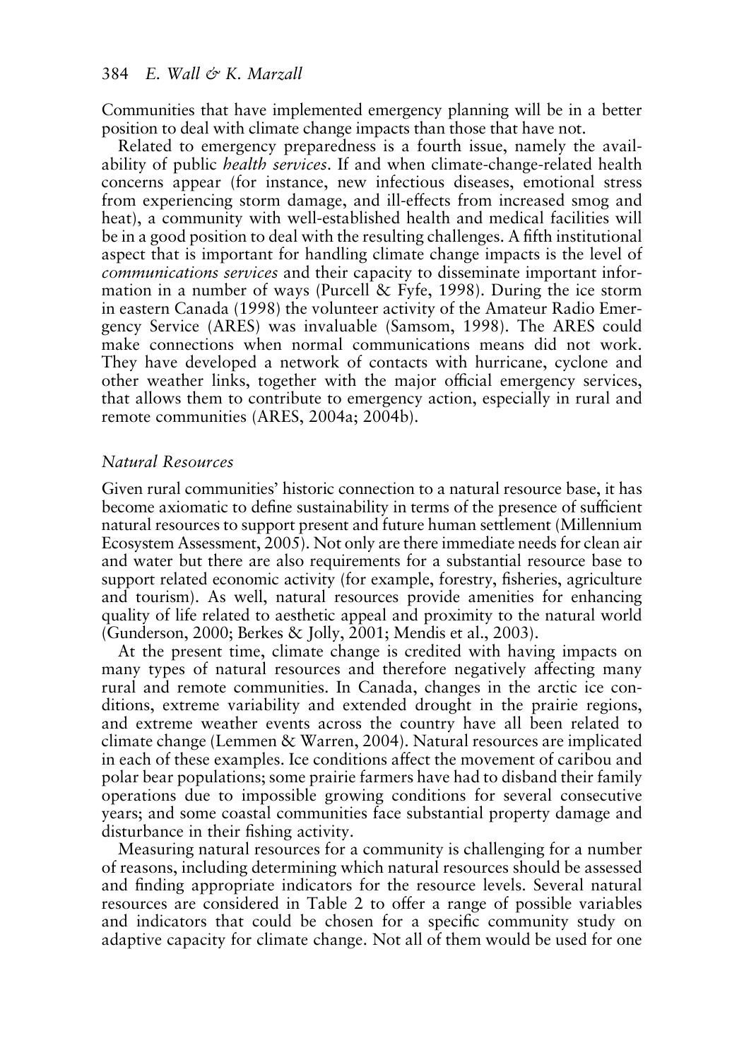Communities that have implemented emergency planning will be in a better position to deal with climate change impacts than those that have not.

Related to emergency preparedness is a fourth issue, namely the availability of public *health services*. If and when climate-change-related health concerns appear (for instance, new infectious diseases, emotional stress from experiencing storm damage, and ill-effects from increased smog and heat), a community with well-established health and medical facilities will be in a good position to deal with the resulting challenges. A fifth institutional aspect that is important for handling climate change impacts is the level of *communications services* and their capacity to disseminate important information in a number of ways (Purcell & Fyfe, 1998). During the ice storm in eastern Canada (1998) the volunteer activity of the Amateur Radio Emergency Service (ARES) was invaluable (Samsom, 1998). The ARES could make connections when normal communications means did not work. They have developed a network of contacts with hurricane, cyclone and other weather links, together with the major official emergency services, that allows them to contribute to emergency action, especially in rural and remote communities (ARES, 2004a; 2004b).

### *Natural Resources*

Given rural communities' historic connection to a natural resource base, it has become axiomatic to define sustainability in terms of the presence of sufficient natural resources to support present and future human settlement (Millennium Ecosystem Assessment, 2005). Not only are there immediate needs for clean air and water but there are also requirements for a substantial resource base to support related economic activity (for example, forestry, fisheries, agriculture and tourism). As well, natural resources provide amenities for enhancing quality of life related to aesthetic appeal and proximity to the natural world (Gunderson, 2000; Berkes & Jolly, 2001; Mendis et al., 2003).

At the present time, climate change is credited with having impacts on many types of natural resources and therefore negatively affecting many rural and remote communities. In Canada, changes in the arctic ice conditions, extreme variability and extended drought in the prairie regions, and extreme weather events across the country have all been related to climate change (Lemmen & Warren, 2004). Natural resources are implicated in each of these examples. Ice conditions affect the movement of caribou and polar bear populations; some prairie farmers have had to disband their family operations due to impossible growing conditions for several consecutive years; and some coastal communities face substantial property damage and disturbance in their fishing activity.

Measuring natural resources for a community is challenging for a number of reasons, including determining which natural resources should be assessed and finding appropriate indicators for the resource levels. Several natural resources are considered in Table 2 to offer a range of possible variables and indicators that could be chosen for a specific community study on adaptive capacity for climate change. Not all of them would be used for one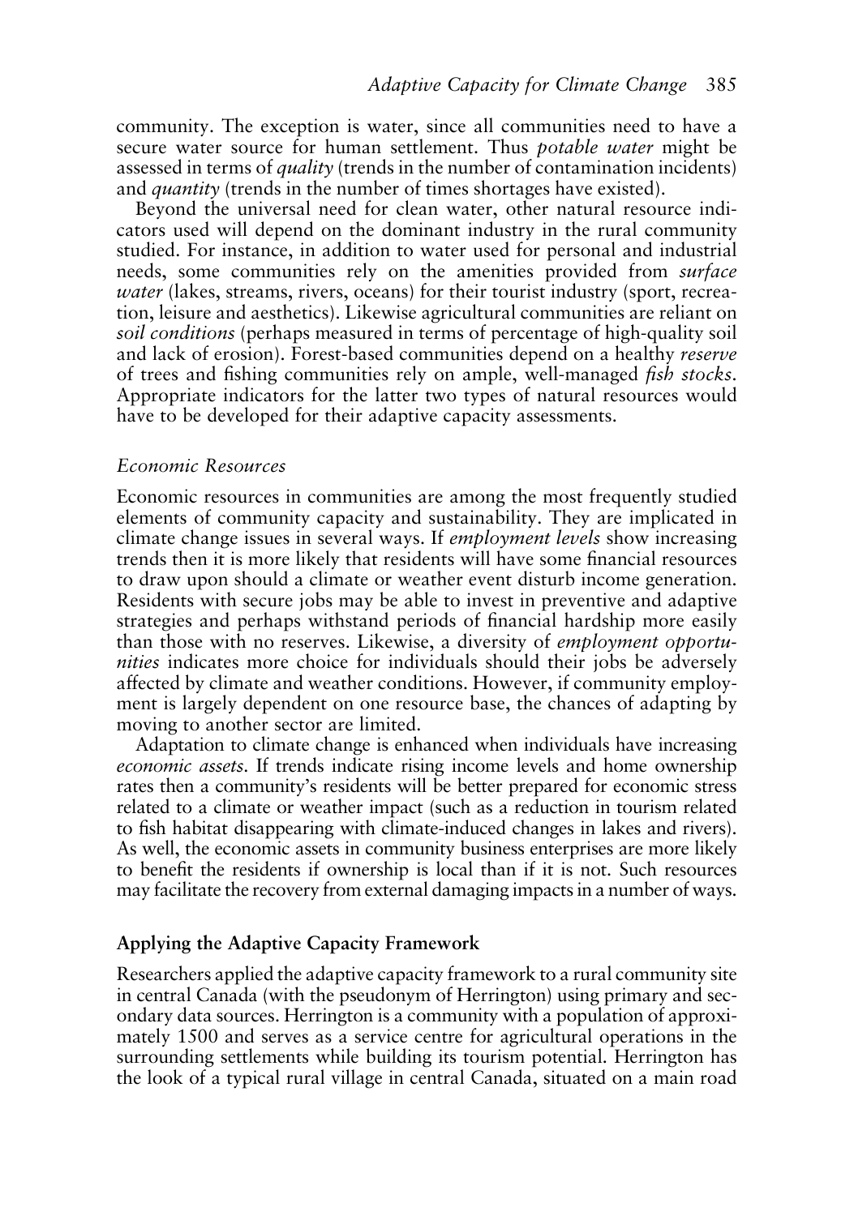community. The exception is water, since all communities need to have a secure water source for human settlement. Thus *potable water* might be assessed in terms of *quality* (trends in the number of contamination incidents) and *quantity* (trends in the number of times shortages have existed).

Beyond the universal need for clean water, other natural resource indicators used will depend on the dominant industry in the rural community studied. For instance, in addition to water used for personal and industrial needs, some communities rely on the amenities provided from *surface water* (lakes, streams, rivers, oceans) for their tourist industry (sport, recreation, leisure and aesthetics). Likewise agricultural communities are reliant on *soil conditions* (perhaps measured in terms of percentage of high-quality soil and lack of erosion). Forest-based communities depend on a healthy *reserve* of trees and fishing communities rely on ample, well-managed *fish stocks*. Appropriate indicators for the latter two types of natural resources would have to be developed for their adaptive capacity assessments.

### *Economic Resources*

Economic resources in communities are among the most frequently studied elements of community capacity and sustainability. They are implicated in climate change issues in several ways. If *employment levels* show increasing trends then it is more likely that residents will have some financial resources to draw upon should a climate or weather event disturb income generation. Residents with secure jobs may be able to invest in preventive and adaptive strategies and perhaps withstand periods of financial hardship more easily than those with no reserves. Likewise, a diversity of *employment opportunities* indicates more choice for individuals should their jobs be adversely affected by climate and weather conditions. However, if community employment is largely dependent on one resource base, the chances of adapting by moving to another sector are limited.

Adaptation to climate change is enhanced when individuals have increasing *economic assets*. If trends indicate rising income levels and home ownership rates then a community's residents will be better prepared for economic stress related to a climate or weather impact (such as a reduction in tourism related to fish habitat disappearing with climate-induced changes in lakes and rivers). As well, the economic assets in community business enterprises are more likely to benefit the residents if ownership is local than if it is not. Such resources may facilitate the recovery from external damaging impacts in a number of ways.

## **Applying the Adaptive Capacity Framework**

Researchers applied the adaptive capacity framework to a rural community site in central Canada (with the pseudonym of Herrington) using primary and secondary data sources. Herrington is a community with a population of approximately 1500 and serves as a service centre for agricultural operations in the surrounding settlements while building its tourism potential. Herrington has the look of a typical rural village in central Canada, situated on a main road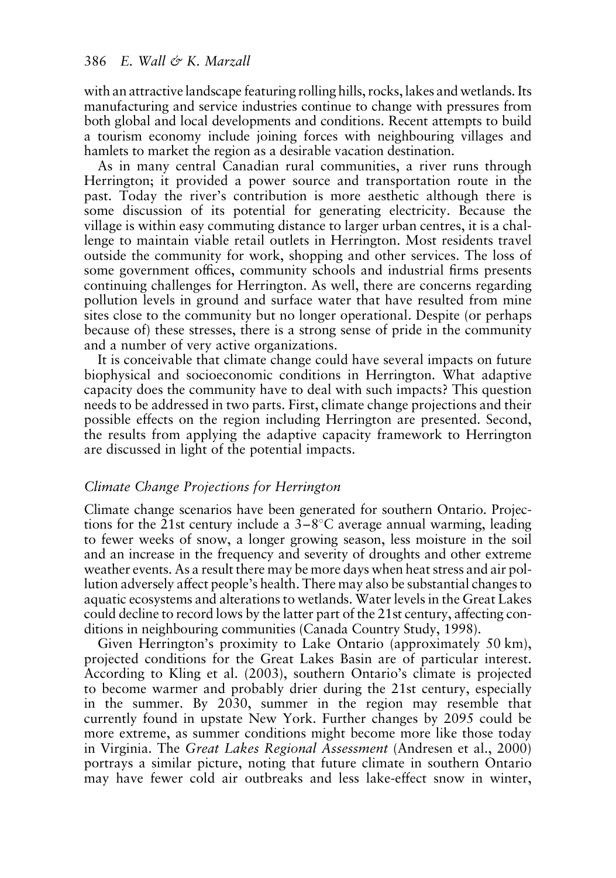with an attractive landscape featuring rolling hills, rocks, lakes and wetlands. Its manufacturing and service industries continue to change with pressures from both global and local developments and conditions. Recent attempts to build a tourism economy include joining forces with neighbouring villages and hamlets to market the region as a desirable vacation destination.

As in many central Canadian rural communities, a river runs through Herrington; it provided a power source and transportation route in the past. Today the river's contribution is more aesthetic although there is some discussion of its potential for generating electricity. Because the village is within easy commuting distance to larger urban centres, it is a challenge to maintain viable retail outlets in Herrington. Most residents travel outside the community for work, shopping and other services. The loss of some government offices, community schools and industrial firms presents continuing challenges for Herrington. As well, there are concerns regarding pollution levels in ground and surface water that have resulted from mine sites close to the community but no longer operational. Despite (or perhaps because of) these stresses, there is a strong sense of pride in the community and a number of very active organizations.

It is conceivable that climate change could have several impacts on future biophysical and socioeconomic conditions in Herrington. What adaptive capacity does the community have to deal with such impacts? This question needs to be addressed in two parts. First, climate change projections and their possible effects on the region including Herrington are presented. Second, the results from applying the adaptive capacity framework to Herrington are discussed in light of the potential impacts.

### *Climate Change Projections for Herrington*

Climate change scenarios have been generated for southern Ontario. Projections for the 21st century include a 3–8°C average annual warming, leading to fewer weeks of snow, a longer growing season, less moisture in the soil and an increase in the frequency and severity of droughts and other extreme weather events. As a result there may be more days when heat stress and air pollution adversely affect people's health. There may also be substantial changes to aquatic ecosystems and alterations to wetlands. Water levels in the Great Lakes could decline to record lows by the latter part of the 21st century, affecting conditions in neighbouring communities (Canada Country Study, 1998).

Given Herrington's proximity to Lake Ontario (approximately 50 km), projected conditions for the Great Lakes Basin are of particular interest. According to Kling et al. (2003), southern Ontario's climate is projected to become warmer and probably drier during the 21st century, especially in the summer. By 2030, summer in the region may resemble that currently found in upstate New York. Further changes by 2095 could be more extreme, as summer conditions might become more like those today in Virginia. The *Great Lakes Regional Assessment* (Andresen et al., 2000) portrays a similar picture, noting that future climate in southern Ontario may have fewer cold air outbreaks and less lake-effect snow in winter,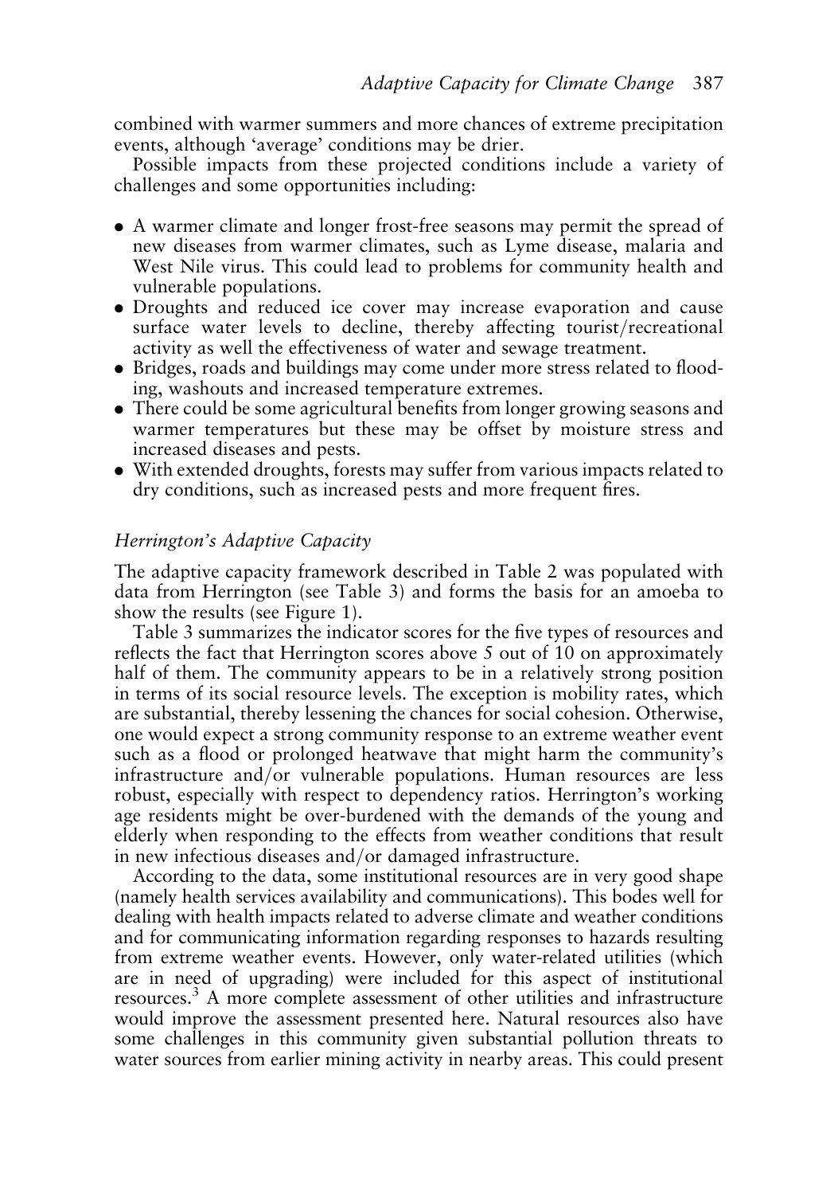combined with warmer summers and more chances of extreme precipitation events, although 'average' conditions may be drier.

Possible impacts from these projected conditions include a variety of challenges and some opportunities including:

- A warmer climate and longer frost-free seasons may permit the spread of new diseases from warmer climates, such as Lyme disease, malaria and West Nile virus. This could lead to problems for community health and vulnerable populations.
- Droughts and reduced ice cover may increase evaporation and cause surface water levels to decline, thereby affecting tourist/recreational activity as well the effectiveness of water and sewage treatment.
- Bridges, roads and buildings may come under more stress related to flooding, washouts and increased temperature extremes.
- There could be some agricultural benefits from longer growing seasons and warmer temperatures but these may be offset by moisture stress and increased diseases and pests.
- With extended droughts, forests may suffer from various impacts related to dry conditions, such as increased pests and more frequent fires.

### *Herrington's Adaptive Capacity*

The adaptive capacity framework described in Table 2 was populated with data from Herrington (see Table 3) and forms the basis for an amoeba to show the results (see Figure 1).

Table 3 summarizes the indicator scores for the five types of resources and reflects the fact that Herrington scores above 5 out of 10 on approximately half of them. The community appears to be in a relatively strong position in terms of its social resource levels. The exception is mobility rates, which are substantial, thereby lessening the chances for social cohesion. Otherwise, one would expect a strong community response to an extreme weather event such as a flood or prolonged heatwave that might harm the community's infrastructure and/or vulnerable populations. Human resources are less robust, especially with respect to dependency ratios. Herrington's working age residents might be over-burdened with the demands of the young and elderly when responding to the effects from weather conditions that result in new infectious diseases and/or damaged infrastructure.

According to the data, some institutional resources are in very good shape (namely health services availability and communications). This bodes well for dealing with health impacts related to adverse climate and weather conditions and for communicating information regarding responses to hazards resulting from extreme weather events. However, only water-related utilities (which are in need of upgrading) were included for this aspect of institutional resources.[3] A more complete assessment of other utilities and infrastructure would improve the assessment presented here. Natural resources also have some challenges in this community given substantial pollution threats to water sources from earlier mining activity in nearby areas. This could present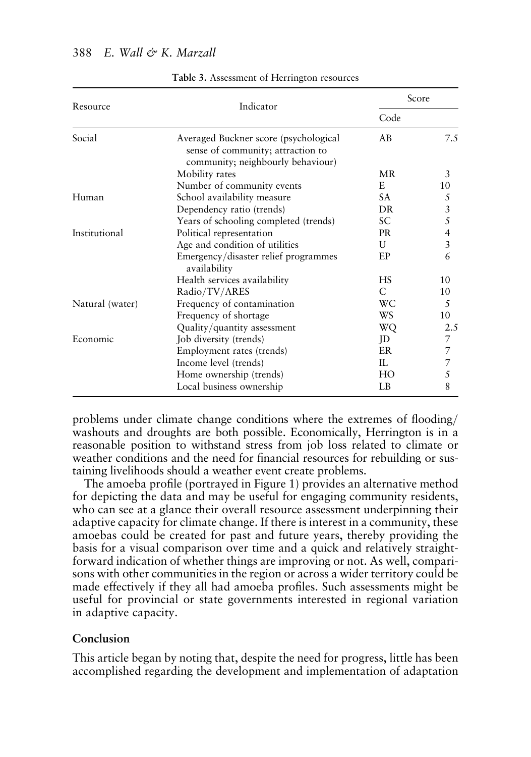Table 3. Assessment of Herrington resources

| Resource | Indicator | Score | |
|---|---|---|---|
| | | Code | |
| Social | Averaged Buckner score (psychological sense of community; attraction to community; neighbourly behaviour) | AB | 7.5 |
| | Mobility rates | MR | 3 |
| | Number of community events | E | 10 |
| Human | School availability measure | SA | 5 |
| | Dependency ratio (trends) | DR | 3 |
| | Years of schooling completed (trends) | SC | 5 |
| Institutional | Political representation | PR | 4 |
| | Age and condition of utilities | U | 3 |
| | Emergency/disaster relief programmes availability | EP | 6 |
| | Health services availability | HS | 10 |
| | Radio/TV/ARES | C | 10 |
| Natural (water) | Frequency of contamination | WC | 5 |
| | Frequency of shortage | WS | 10 |
| | Quality/quantity assessment | WQ | 2.5 |
| Economic | Job diversity (trends) | JD | 7 |
| | Employment rates (trends) | ER | 7 |
| | Income level (trends) | IL | 7 |
| | Home ownership (trends) | HO | 5 |
| | Local business ownership | LB | 8 |

problems under climate change conditions where the extremes of flooding/washouts and droughts are both possible. Economically, Herrington is in a reasonable position to withstand stress from job loss related to climate or weather conditions and the need for financial resources for rebuilding or sustaining livelihoods should a weather event create problems.

The amoeba profile (portrayed in Figure 1) provides an alternative method for depicting the data and may be useful for engaging community residents, who can see at a glance their overall resource assessment underpinning their adaptive capacity for climate change. If there is interest in a community, these amoebas could be created for past and future years, thereby providing the basis for a visual comparison over time and a quick and relatively straightforward indication of whether things are improving or not. As well, comparisons with other communities in the region or across a wider territory could be made effectively if they all had amoeba profiles. Such assessments might be useful for provincial or state governments interested in regional variation in adaptive capacity.

## Conclusion

This article began by noting that, despite the need for progress, little has been accomplished regarding the development and implementation of adaptation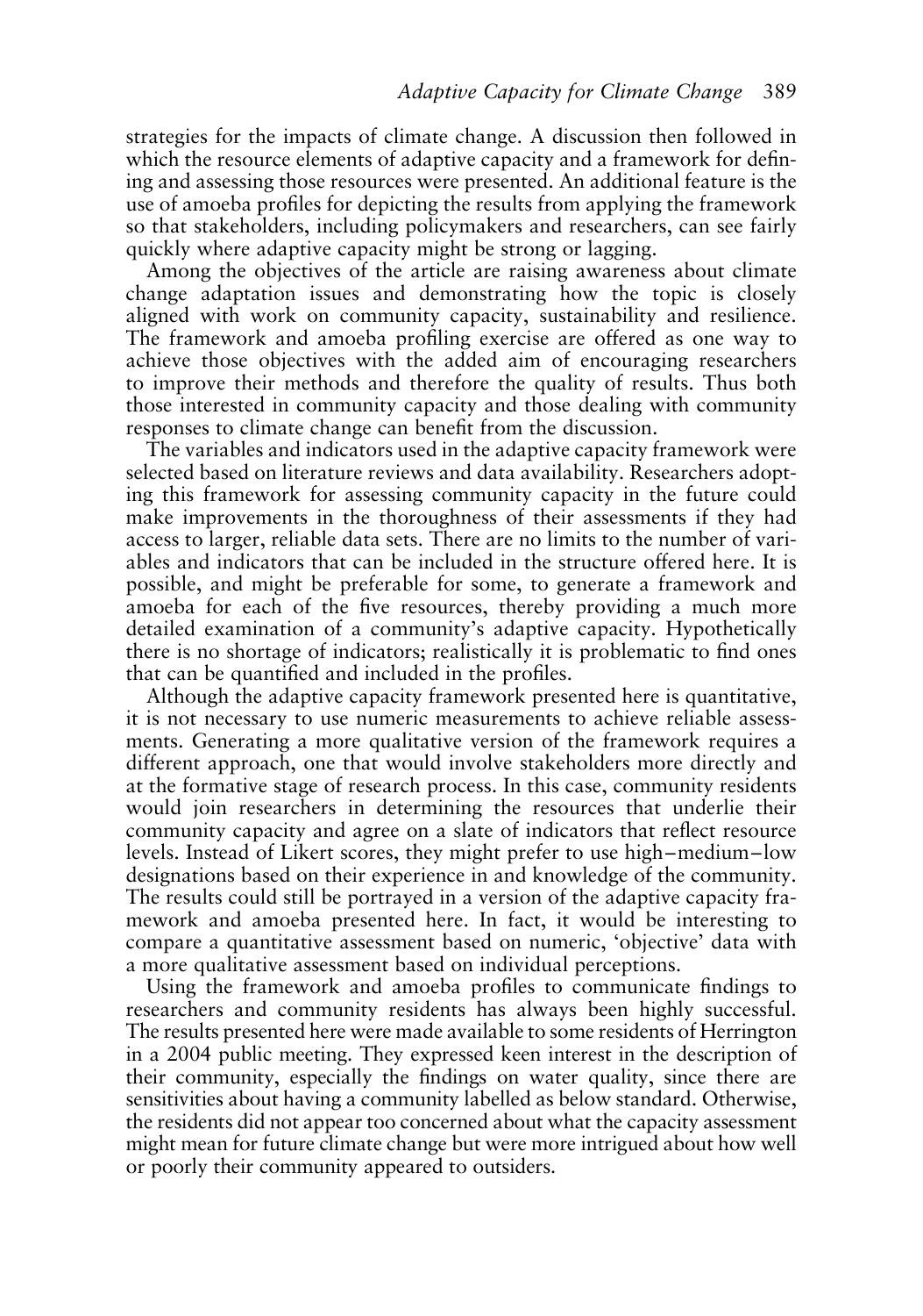strategies for the impacts of climate change. A discussion then followed in which the resource elements of adaptive capacity and a framework for defining and assessing those resources were presented. An additional feature is the use of amoeba profiles for depicting the results from applying the framework so that stakeholders, including policymakers and researchers, can see fairly quickly where adaptive capacity might be strong or lagging.

Among the objectives of the article are raising awareness about climate change adaptation issues and demonstrating how the topic is closely aligned with work on community capacity, sustainability and resilience. The framework and amoeba profiling exercise are offered as one way to achieve those objectives with the added aim of encouraging researchers to improve their methods and therefore the quality of results. Thus both those interested in community capacity and those dealing with community responses to climate change can benefit from the discussion.

The variables and indicators used in the adaptive capacity framework were selected based on literature reviews and data availability. Researchers adopting this framework for assessing community capacity in the future could make improvements in the thoroughness of their assessments if they had access to larger, reliable data sets. There are no limits to the number of variables and indicators that can be included in the structure offered here. It is possible, and might be preferable for some, to generate a framework and amoeba for each of the five resources, thereby providing a much more detailed examination of a community's adaptive capacity. Hypothetically there is no shortage of indicators; realistically it is problematic to find ones that can be quantified and included in the profiles.

Although the adaptive capacity framework presented here is quantitative, it is not necessary to use numeric measurements to achieve reliable assessments. Generating a more qualitative version of the framework requires a different approach, one that would involve stakeholders more directly and at the formative stage of research process. In this case, community residents would join researchers in determining the resources that underlie their community capacity and agree on a slate of indicators that reflect resource levels. Instead of Likert scores, they might prefer to use high–medium–low designations based on their experience in and knowledge of the community. The results could still be portrayed in a version of the adaptive capacity framework and amoeba presented here. In fact, it would be interesting to compare a quantitative assessment based on numeric, 'objective' data with a more qualitative assessment based on individual perceptions.

Using the framework and amoeba profiles to communicate findings to researchers and community residents has always been highly successful. The results presented here were made available to some residents of Herrington in a 2004 public meeting. They expressed keen interest in the description of their community, especially the findings on water quality, since there are sensitivities about having a community labelled as below standard. Otherwise, the residents did not appear too concerned about what the capacity assessment might mean for future climate change but were more intrigued about how well or poorly their community appeared to outsiders.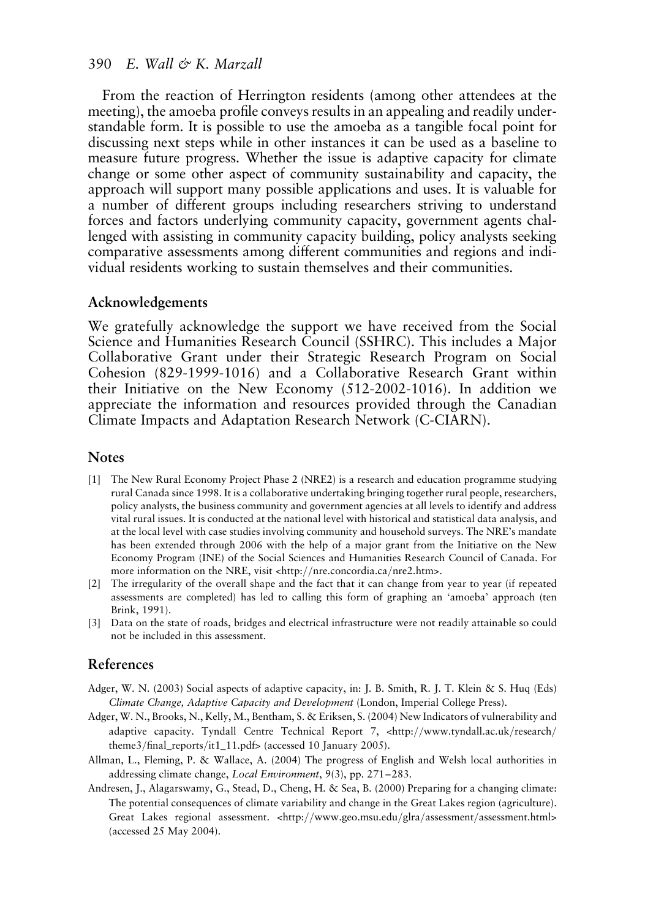From the reaction of Herrington residents (among other attendees at the meeting), the amoeba profile conveys results in an appealing and readily understandable form. It is possible to use the amoeba as a tangible focal point for discussing next steps while in other instances it can be used as a baseline to measure future progress. Whether the issue is adaptive capacity for climate change or some other aspect of community sustainability and capacity, the approach will support many possible applications and uses. It is valuable for a number of different groups including researchers striving to understand forces and factors underlying community capacity, government agents challenged with assisting in community capacity building, policy analysts seeking comparative assessments among different communities and regions and individual residents working to sustain themselves and their communities.

## Acknowledgements

We gratefully acknowledge the support we have received from the Social Science and Humanities Research Council (SSHRC). This includes a Major Collaborative Grant under their Strategic Research Program on Social Cohesion (829-1999-1016) and a Collaborative Research Grant within their Initiative on the New Economy (512-2002-1016). In addition we appreciate the information and resources provided through the Canadian Climate Impacts and Adaptation Research Network (C-CIARN).

## Notes

[1] The New Rural Economy Project Phase 2 (NRE2) is a research and education programme studying rural Canada since 1998. It is a collaborative undertaking bringing together rural people, researchers, policy analysts, the business community and government agencies at all levels to identify and address vital rural issues. It is conducted at the national level with historical and statistical data analysis, and at the local level with case studies involving community and household surveys. The NRE's mandate has been extended through 2006 with the help of a major grant from the Initiative on the New Economy Program (INE) of the Social Sciences and Humanities Research Council of Canada. For more information on the NRE, visit <http://nre.concordia.ca/nre2.htm>.

[2] The irregularity of the overall shape and the fact that it can change from year to year (if repeated assessments are completed) has led to calling this form of graphing an 'amoeba' approach (ten Brink, 1991).

[3] Data on the state of roads, bridges and electrical infrastructure were not readily attainable so could not be included in this assessment.

## References

Adger, W. N. (2003) Social aspects of adaptive capacity, in: J. B. Smith, R. J. T. Klein & S. Huq (Eds) *Climate Change, Adaptive Capacity and Development* (London, Imperial College Press).

Adger, W. N., Brooks, N., Kelly, M., Bentham, S. & Eriksen, S. (2004) New Indicators of vulnerability and adaptive capacity. Tyndall Centre Technical Report 7, <http://www.tyndall.ac.uk/research/theme3/final_reports/it1_11.pdf> (accessed 10 January 2005).

Allman, L., Fleming, P. & Wallace, A. (2004) The progress of English and Welsh local authorities in addressing climate change, *Local Environment*, 9(3), pp. 271–283.

Andresen, J., Alagarswamy, G., Stead, D., Cheng, H. & Sea, B. (2000) Preparing for a changing climate: The potential consequences of climate variability and change in the Great Lakes region (agriculture). Great Lakes regional assessment. <http://www.geo.msu.edu/glra/assessment/assessment.html> (accessed 25 May 2004).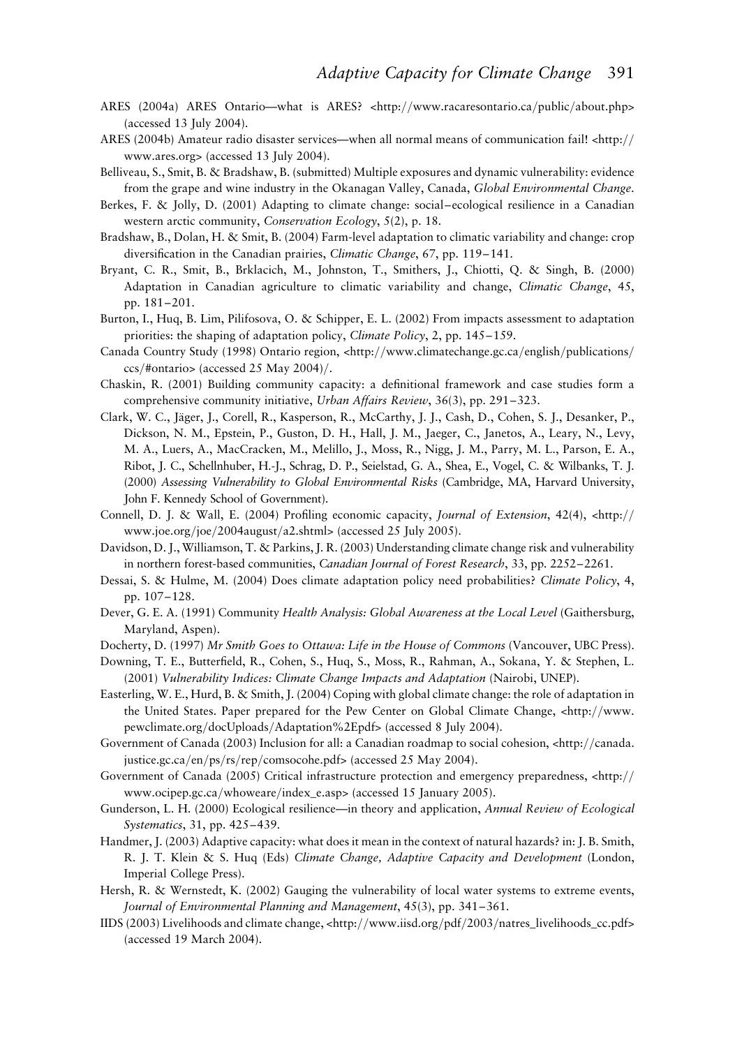ARES (2004a) ARES Ontario—what is ARES? <http://www.racaresontario.ca/public/about.php> (accessed 13 July 2004).

ARES (2004b) Amateur radio disaster services—when all normal means of communication fail! <http://www.ares.org> (accessed 13 July 2004).

Belliveau, S., Smit, B. & Bradshaw, B. (submitted) Multiple exposures and dynamic vulnerability: evidence from the grape and wine industry in the Okanagan Valley, Canada, *Global Environmental Change*.

Berkes, F. & Jolly, D. (2001) Adapting to climate change: social–ecological resilience in a Canadian western arctic community, *Conservation Ecology*, 5(2), p. 18.

Bradshaw, B., Dolan, H. & Smit, B. (2004) Farm-level adaptation to climatic variability and change: crop diversification in the Canadian prairies, *Climatic Change*, 67, pp. 119–141.

Bryant, C. R., Smit, B., Brklacich, M., Johnston, T., Smithers, J., Chiotti, Q. & Singh, B. (2000) Adaptation in Canadian agriculture to climatic variability and change, *Climatic Change*, 45, pp. 181–201.

Burton, I., Huq, B. Lim, Pilifosova, O. & Schipper, E. L. (2002) From impacts assessment to adaptation priorities: the shaping of adaptation policy, *Climate Policy*, 2, pp. 145–159.

Canada Country Study (1998) Ontario region, <http://www.climatechange.gc.ca/english/publications/ccs/#ontario> (accessed 25 May 2004)/.

Chaskin, R. (2001) Building community capacity: a definitional framework and case studies form a comprehensive community initiative, *Urban Affairs Review*, 36(3), pp. 291–323.

Clark, W. C., Jäger, J., Corell, R., Kasperson, R., McCarthy, J. J., Cash, D., Cohen, S. J., Desanker, P., Dickson, N. M., Epstein, P., Guston, D. H., Hall, J. M., Jaeger, C., Janetos, A., Leary, N., Levy, M. A., Luers, A., MacCracken, M., Melillo, J., Moss, R., Nigg, J. M., Parry, M. L., Parson, E. A., Ribot, J. C., Schellnhuber, H.-J., Schrag, D. P., Seielstad, G. A., Shea, E., Vogel, C. & Wilbanks, T. J. (2000) *Assessing Vulnerability to Global Environmental Risks* (Cambridge, MA, Harvard University, John F. Kennedy School of Government).

Connell, D. J. & Wall, E. (2004) Profiling economic capacity, *Journal of Extension*, 42(4), <http://www.joe.org/joe/2004august/a2.shtml> (accessed 25 July 2005).

Davidson, D. J., Williamson, T. & Parkins, J. R. (2003) Understanding climate change risk and vulnerability in northern forest-based communities, *Canadian Journal of Forest Research*, 33, pp. 2252–2261.

Dessai, S. & Hulme, M. (2004) Does climate adaptation policy need probabilities? *Climate Policy*, 4, pp. 107–128.

Dever, G. E. A. (1991) Community *Health Analysis: Global Awareness at the Local Level* (Gaithersburg, Maryland, Aspen).

Docherty, D. (1997) *Mr Smith Goes to Ottawa: Life in the House of Commons* (Vancouver, UBC Press).

Downing, T. E., Butterfield, R., Cohen, S., Huq, S., Moss, R., Rahman, A., Sokana, Y. & Stephen, L. (2001) *Vulnerability Indices: Climate Change Impacts and Adaptation* (Nairobi, UNEP).

Easterling, W. E., Hurd, B. & Smith, J. (2004) Coping with global climate change: the role of adaptation in the United States. Paper prepared for the Pew Center on Global Climate Change, <http://www.pewclimate.org/docUploads/Adaptation%2Epdf> (accessed 8 July 2004).

Government of Canada (2003) Inclusion for all: a Canadian roadmap to social cohesion, <http://canada.justice.gc.ca/en/ps/rs/rep/comsocohe.pdf> (accessed 25 May 2004).

Government of Canada (2005) Critical infrastructure protection and emergency preparedness, <http://www.ocipep.gc.ca/whoweare/index_e.asp> (accessed 15 January 2005).

Gunderson, L. H. (2000) Ecological resilience—in theory and application, *Annual Review of Ecological Systematics*, 31, pp. 425–439.

Handmer, J. (2003) Adaptive capacity: what does it mean in the context of natural hazards? in: J. B. Smith, R. J. T. Klein & S. Huq (Eds) *Climate Change, Adaptive Capacity and Development* (London, Imperial College Press).

Hersh, R. & Wernstedt, K. (2002) Gauging the vulnerability of local water systems to extreme events, *Journal of Environmental Planning and Management*, 45(3), pp. 341–361.

IIDS (2003) Livelihoods and climate change, <http://www.iisd.org/pdf/2003/natres_livelihoods_cc.pdf> (accessed 19 March 2004).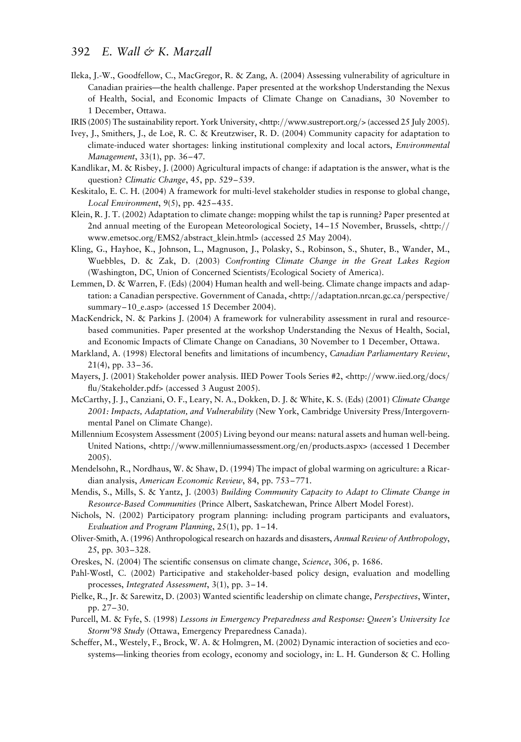Ileka, J.-W., Goodfellow, C., MacGregor, R. & Zang, A. (2004) Assessing vulnerability of agriculture in Canadian prairies—the health challenge. Paper presented at the workshop Understanding the Nexus of Health, Social, and Economic Impacts of Climate Change on Canadians, 30 November to 1 December, Ottawa.

IRIS (2005) The sustainability report. York University, <http://www.sustreport.org/> (accessed 25 July 2005).

Ivey, J., Smithers, J., de Loë, R. C. & Kreutzwiser, R. D. (2004) Community capacity for adaptation to climate-induced water shortages: linking institutional complexity and local actors, *Environmental Management*, 33(1), pp. 36–47.

Kandlikar, M. & Risbey, J. (2000) Agricultural impacts of change: if adaptation is the answer, what is the question? *Climatic Change*, 45, pp. 529–539.

Keskitalo, E. C. H. (2004) A framework for multi-level stakeholder studies in response to global change, *Local Environment*, 9(5), pp. 425–435.

Klein, R. J. T. (2002) Adaptation to climate change: mopping whilst the tap is running? Paper presented at 2nd annual meeting of the European Meteorological Society, 14–15 November, Brussels, <http://www.emetsoc.org/EMS2/abstract_klein.html> (accessed 25 May 2004).

Kling, G., Hayhoe, K., Johnson, L., Magnuson, J., Polasky, S., Robinson, S., Shuter, B., Wander, M., Wuebbles, D. & Zak, D. (2003) *Confronting Climate Change in the Great Lakes Region* (Washington, DC, Union of Concerned Scientists/Ecological Society of America).

Lemmen, D. & Warren, F. (Eds) (2004) Human health and well-being. Climate change impacts and adaptation: a Canadian perspective. Government of Canada, <http://adaptation.nrcan.gc.ca/perspective/summary–10_e.asp> (accessed 15 December 2004).

MacKendrick, N. & Parkins J. (2004) A framework for vulnerability assessment in rural and resource-based communities. Paper presented at the workshop Understanding the Nexus of Health, Social, and Economic Impacts of Climate Change on Canadians, 30 November to 1 December, Ottawa.

Markland, A. (1998) Electoral benefits and limitations of incumbency, *Canadian Parliamentary Review*, 21(4), pp. 33–36.

Mayers, J. (2001) Stakeholder power analysis. IIED Power Tools Series #2, <http://www.iied.org/docs/flu/Stakeholder.pdf> (accessed 3 August 2005).

McCarthy, J. J., Canziani, O. F., Leary, N. A., Dokken, D. J. & White, K. S. (Eds) (2001) *Climate Change 2001: Impacts, Adaptation, and Vulnerability* (New York, Cambridge University Press/Intergovernmental Panel on Climate Change).

Millennium Ecosystem Assessment (2005) Living beyond our means: natural assets and human well-being. United Nations, <http://www.millenniumassessment.org/en/products.aspx> (accessed 1 December 2005).

Mendelsohn, R., Nordhaus, W. & Shaw, D. (1994) The impact of global warming on agriculture: a Ricardian analysis, *American Economic Review*, 84, pp. 753–771.

Mendis, S., Mills, S. & Yantz, J. (2003) *Building Community Capacity to Adapt to Climate Change in Resource-Based Communities* (Prince Albert, Saskatchewan, Prince Albert Model Forest).

Nichols, N. (2002) Participatory program planning: including program participants and evaluators, *Evaluation and Program Planning*, 25(1), pp. 1–14.

Oliver-Smith, A. (1996) Anthropological research on hazards and disasters, *Annual Review of Anthropology*, 25, pp. 303–328.

Oreskes, N. (2004) The scientific consensus on climate change, *Science*, 306, p. 1686.

Pahl-Wostl, C. (2002) Participative and stakeholder-based policy design, evaluation and modelling processes, *Integrated Assessment*, 3(1), pp. 3–14.

Pielke, R., Jr. & Sarewitz, D. (2003) Wanted scientific leadership on climate change, *Perspectives*, Winter, pp. 27–30.

Purcell, M. & Fyfe, S. (1998) *Lessons in Emergency Preparedness and Response: Queen's University Ice Storm'98 Study* (Ottawa, Emergency Preparedness Canada).

Scheffer, M., Westely, F., Brock, W. A. & Holmgren, M. (2002) Dynamic interaction of societies and ecosystems—linking theories from ecology, economy and sociology, in: L. H. Gunderson & C. Holling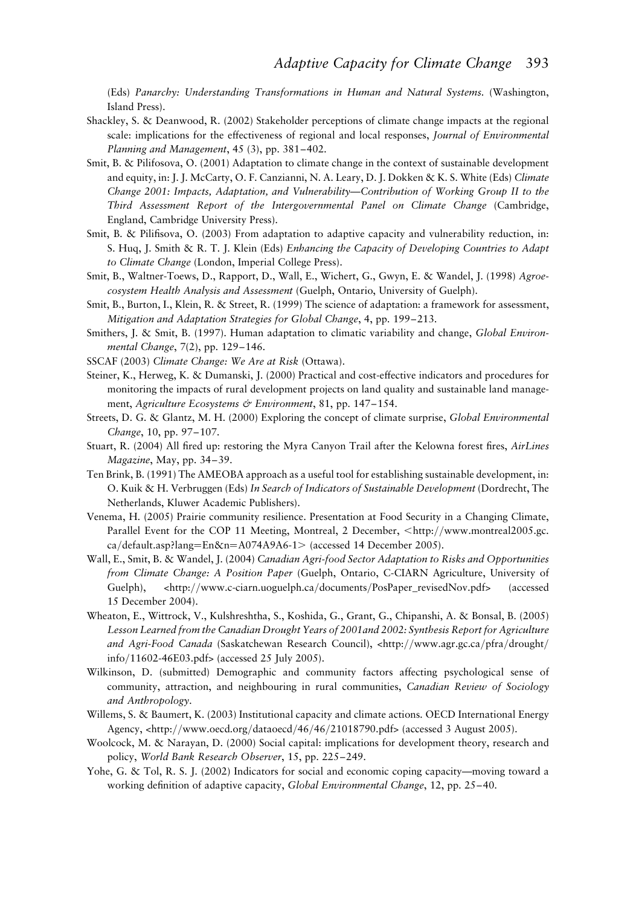(Eds) *Panarchy: Understanding Transformations in Human and Natural Systems*. (Washington, Island Press).

Shackley, S. & Deanwood, R. (2002) Stakeholder perceptions of climate change impacts at the regional scale: implications for the effectiveness of regional and local responses, *Journal of Environmental Planning and Management*, 45 (3), pp. 381–402.

Smit, B. & Pilifosova, O. (2001) Adaptation to climate change in the context of sustainable development and equity, in: J. J. McCarty, O. F. Canzianni, N. A. Leary, D. J. Dokken & K. S. White (Eds) *Climate Change 2001: Impacts, Adaptation, and Vulnerability—Contribution of Working Group II to the Third Assessment Report of the Intergovernmental Panel on Climate Change* (Cambridge, England, Cambridge University Press).

Smit, B. & Pilifisova, O. (2003) From adaptation to adaptive capacity and vulnerability reduction, in: S. Huq, J. Smith & R. T. J. Klein (Eds) *Enhancing the Capacity of Developing Countries to Adapt to Climate Change* (London, Imperial College Press).

Smit, B., Waltner-Toews, D., Rapport, D., Wall, E., Wichert, G., Gwyn, E. & Wandel, J. (1998) *Agroecosystem Health Analysis and Assessment* (Guelph, Ontario, University of Guelph).

Smit, B., Burton, I., Klein, R. & Street, R. (1999) The science of adaptation: a framework for assessment, *Mitigation and Adaptation Strategies for Global Change*, 4, pp. 199–213.

Smithers, J. & Smit, B. (1997). Human adaptation to climatic variability and change, *Global Environmental Change*, 7(2), pp. 129–146.

SSCAF (2003) *Climate Change: We Are at Risk* (Ottawa).

Steiner, K., Herweg, K. & Dumanski, J. (2000) Practical and cost-effective indicators and procedures for monitoring the impacts of rural development projects on land quality and sustainable land management, *Agriculture Ecosystems & Environment*, 81, pp. 147–154.

Streets, D. G. & Glantz, M. H. (2000) Exploring the concept of climate surprise, *Global Environmental Change*, 10, pp. 97–107.

Stuart, R. (2004) All fired up: restoring the Myra Canyon Trail after the Kelowna forest fires, *AirLines Magazine*, May, pp. 34–39.

Ten Brink, B. (1991) The AMEOBA approach as a useful tool for establishing sustainable development, in: O. Kuik & H. Verbruggen (Eds) *In Search of Indicators of Sustainable Development* (Dordrecht, The Netherlands, Kluwer Academic Publishers).

Venema, H. (2005) Prairie community resilience. Presentation at Food Security in a Changing Climate, Parallel Event for the COP 11 Meeting, Montreal, 2 December, <http://www.montreal2005.gc.ca/default.asp?lang=En&n=A074A9A6-1> (accessed 14 December 2005).

Wall, E., Smit, B. & Wandel, J. (2004) *Canadian Agri-food Sector Adaptation to Risks and Opportunities from Climate Change: A Position Paper* (Guelph, Ontario, C-CIARN Agriculture, University of Guelph), <http://www.c-ciarn.uoguelph.ca/documents/PosPaper_revisedNov.pdf> (accessed 15 December 2004).

Wheaton, E., Wittrock, V., Kulshreshtha, S., Koshida, G., Grant, G., Chipanshi, A. & Bonsal, B. (2005) *Lesson Learned from the Canadian Drought Years of 2001and 2002: Synthesis Report for Agriculture and Agri-Food Canada* (Saskatchewan Research Council), <http://www.agr.gc.ca/pfra/drought/info/11602-46E03.pdf> (accessed 25 July 2005).

Wilkinson, D. (submitted) Demographic and community factors affecting psychological sense of community, attraction, and neighbouring in rural communities, *Canadian Review of Sociology and Anthropology*.

Willems, S. & Baumert, K. (2003) Institutional capacity and climate actions. OECD International Energy Agency, <http://www.oecd.org/dataoecd/46/46/21018790.pdf> (accessed 3 August 2005).

Woolcock, M. & Narayan, D. (2000) Social capital: implications for development theory, research and policy, *World Bank Research Observer*, 15, pp. 225–249.

Yohe, G. & Tol, R. S. J. (2002) Indicators for social and economic coping capacity—moving toward a working definition of adaptive capacity, *Global Environmental Change*, 12, pp. 25–40.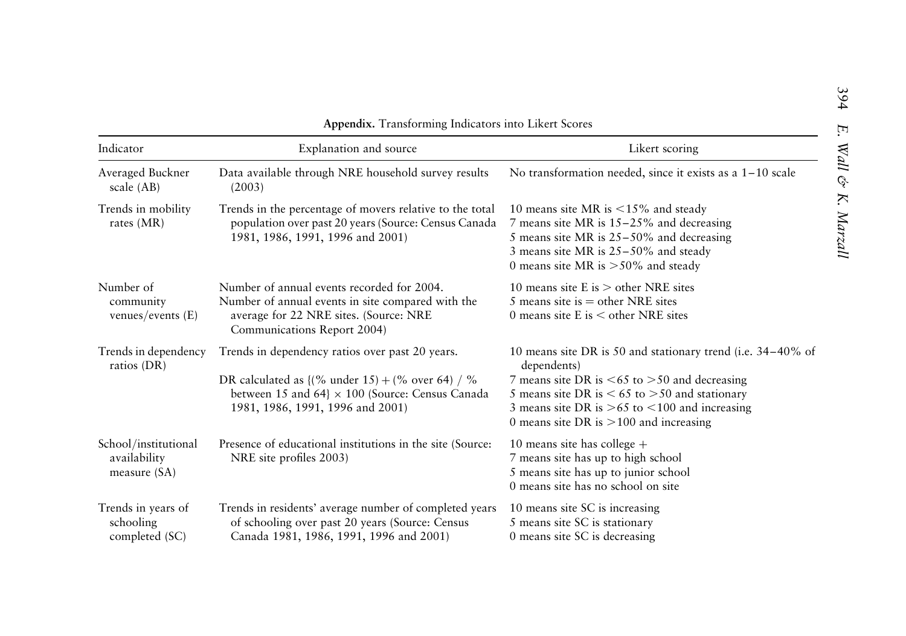**Appendix.** Transforming Indicators into Likert Scores

| Indicator | Explanation and source | Likert scoring |
|---|---|---|
| Averaged Buckner scale (AB) | Data available through NRE household survey results (2003) | No transformation needed, since it exists as a 1–10 scale |
| Trends in mobility rates (MR) | Trends in the percentage of movers relative to the total population over past 20 years (Source: Census Canada 1981, 1986, 1991, 1996 and 2001) | 10 means site MR is <15% and steady<br>7 means site MR is 15–25% and decreasing<br>5 means site MR is 25–50% and decreasing<br>3 means site MR is 25–50% and steady<br>0 means site MR is >50% and steady |
| Number of community venues/events (E) | Number of annual events recorded for 2004.<br>Number of annual events in site compared with the average for 22 NRE sites. (Source: NRE Communications Report 2004) | 10 means site E is > other NRE sites<br>5 means site is = other NRE sites<br>0 means site E is < other NRE sites |
| Trends in dependency ratios (DR) | Trends in dependency ratios over past 20 years.<br><br>DR calculated as {(% under 15) + (% over 64) / % between 15 and 64} × 100 (Source: Census Canada 1981, 1986, 1991, 1996 and 2001) | 10 means site DR is 50 and stationary trend (i.e. 34–40% of dependents)<br>7 means site DR is <65 to >50 and decreasing<br>5 means site DR is < 65 to >50 and stationary<br>3 means site DR is >65 to <100 and increasing<br>0 means site DR is >100 and increasing |
| School/institutional availability measure (SA) | Presence of educational institutions in the site (Source: NRE site profiles 2003) | 10 means site has college +<br>7 means site has up to high school<br>5 means site has up to junior school<br>0 means site has no school on site |
| Trends in years of schooling completed (SC) | Trends in residents' average number of completed years of schooling over past 20 years (Source: Census Canada 1981, 1986, 1991, 1996 and 2001) | 10 means site SC is increasing<br>5 means site SC is stationary<br>0 means site SC is decreasing |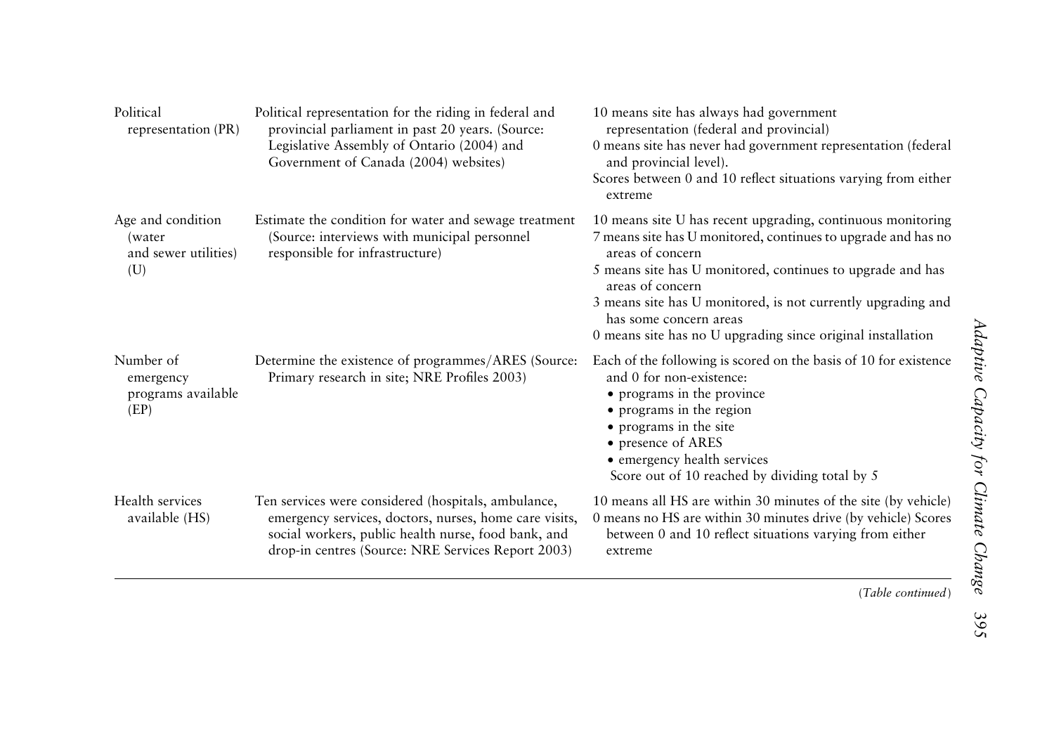| Political representation (PR) | Political representation for the riding in federal and provincial parliament in past 20 years. (Source: Legislative Assembly of Ontario (2004) and Government of Canada (2004) websites) | 10 means site has always had government representation (federal and provincial)<br>0 means site has never had government representation (federal and provincial level).<br>Scores between 0 and 10 reflect situations varying from either extreme |
|---|---|---|
| Age and condition (water and sewer utilities) (U) | Estimate the condition for water and sewage treatment (Source: interviews with municipal personnel responsible for infrastructure) | 10 means site U has recent upgrading, continuous monitoring<br>7 means site has U monitored, continues to upgrade and has no areas of concern<br>5 means site has U monitored, continues to upgrade and has areas of concern<br>3 means site has U monitored, is not currently upgrading and has some concern areas<br>0 means site has no U upgrading since original installation |
| Number of emergency programs available (EP) | Determine the existence of programmes/ARES (Source: Primary research in site; NRE Profiles 2003) | Each of the following is scored on the basis of 10 for existence and 0 for non-existence:<br>• programs in the province<br>• programs in the region<br>• programs in the site<br>• presence of ARES<br>• emergency health services<br>Score out of 10 reached by dividing total by 5 |
| Health services available (HS) | Ten services were considered (hospitals, ambulance, emergency services, doctors, nurses, home care visits, social workers, public health nurse, food bank, and drop-in centres (Source: NRE Services Report 2003) | 10 means all HS are within 30 minutes of the site (by vehicle)<br>0 means no HS are within 30 minutes drive (by vehicle) Scores between 0 and 10 reflect situations varying from either extreme |

(*Table continued*)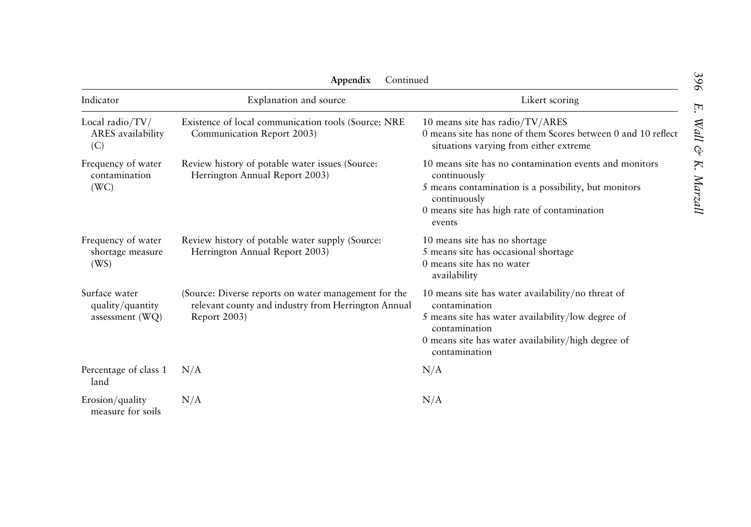**Appendix** Continued

| Indicator | Explanation and source | Likert scoring |
|---|---|---|
| Local radio/TV/ ARES availability (C) | Existence of local communication tools (Source: NRE Communication Report 2003) | 10 means site has radio/TV/ARES<br>0 means site has none of them Scores between 0 and 10 reflect situations varying from either extreme |
| Frequency of water contamination (WC) | Review history of potable water issues (Source: Herrington Annual Report 2003) | 10 means site has no contamination events and monitors continuously<br>5 means contamination is a possibility, but monitors continuously<br>0 means site has high rate of contamination events |
| Frequency of water shortage measure (WS) | Review history of potable water supply (Source: Herrington Annual Report 2003) | 10 means site has no shortage<br>5 means site has occasional shortage<br>0 means site has no water availability |
| Surface water quality/quantity assessment (WQ) | (Source: Diverse reports on water management for the relevant county and industry from Herrington Annual Report 2003) | 10 means site has water availability/no threat of contamination<br>5 means site has water availability/low degree of contamination<br>0 means site has water availability/high degree of contamination |
| Percentage of class 1 land | N/A | N/A |
| Erosion/quality measure for soils | N/A | N/A |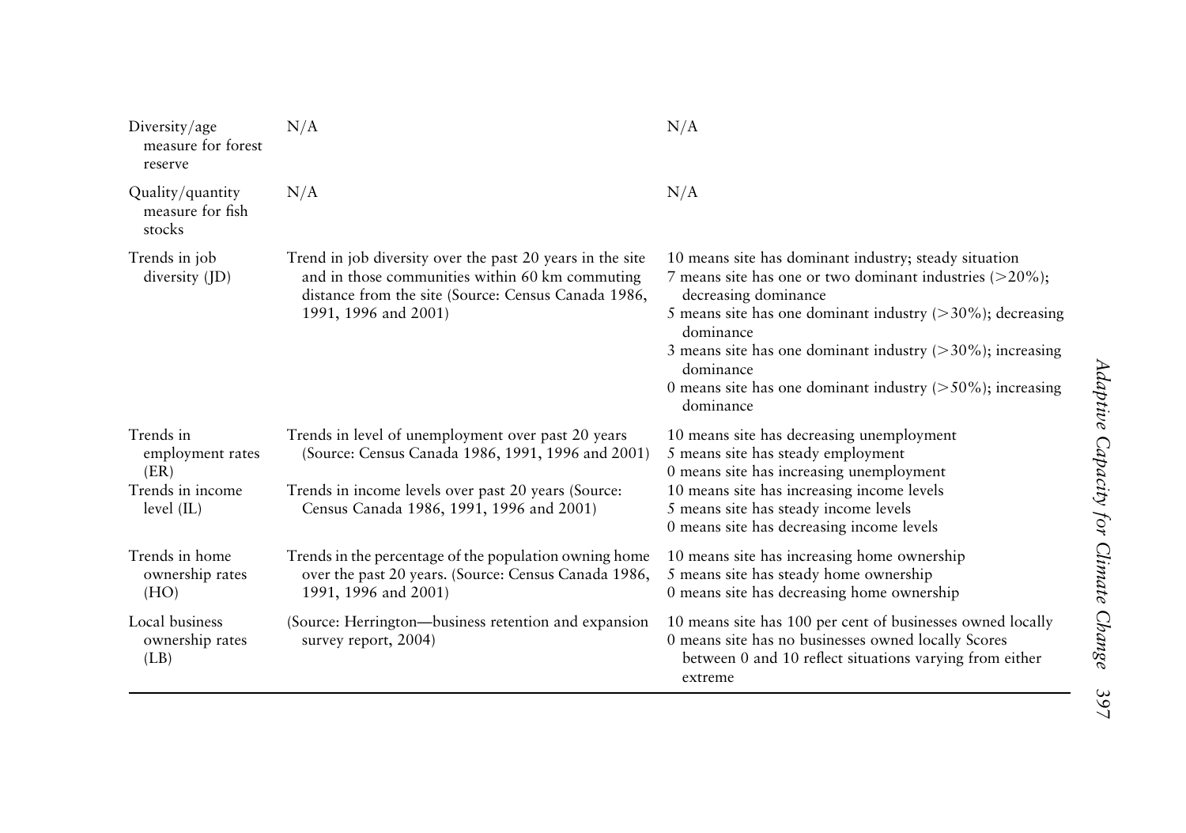| | | |
|---|---|---|
| Diversity/age measure for forest reserve | N/A | N/A |
| Quality/quantity measure for fish stocks | N/A | N/A |
| Trends in job diversity (JD) | Trend in job diversity over the past 20 years in the site and in those communities within 60 km commuting distance from the site (Source: Census Canada 1986, 1991, 1996 and 2001) | 10 means site has dominant industry; steady situation<br>7 means site has one or two dominant industries (>20%); decreasing dominance<br>5 means site has one dominant industry (>30%); decreasing dominance<br>3 means site has one dominant industry (>30%); increasing dominance<br>0 means site has one dominant industry (>50%); increasing dominance |
| Trends in employment rates (ER) | Trends in level of unemployment over past 20 years (Source: Census Canada 1986, 1991, 1996 and 2001) | 10 means site has decreasing unemployment<br>5 means site has steady employment<br>0 means site has increasing unemployment |
| Trends in income level (IL) | Trends in income levels over past 20 years (Source: Census Canada 1986, 1991, 1996 and 2001) | 10 means site has increasing income levels<br>5 means site has steady income levels<br>0 means site has decreasing income levels |
| Trends in home ownership rates (HO) | Trends in the percentage of the population owning home over the past 20 years. (Source: Census Canada 1986, 1991, 1996 and 2001) | 10 means site has increasing home ownership<br>5 means site has steady home ownership<br>0 means site has decreasing home ownership |
| Local business ownership rates (LB) | (Source: Herrington—business retention and expansion survey report, 2004) | 10 means site has 100 per cent of businesses owned locally<br>0 means site has no businesses owned locally Scores between 0 and 10 reflect situations varying from either extreme |